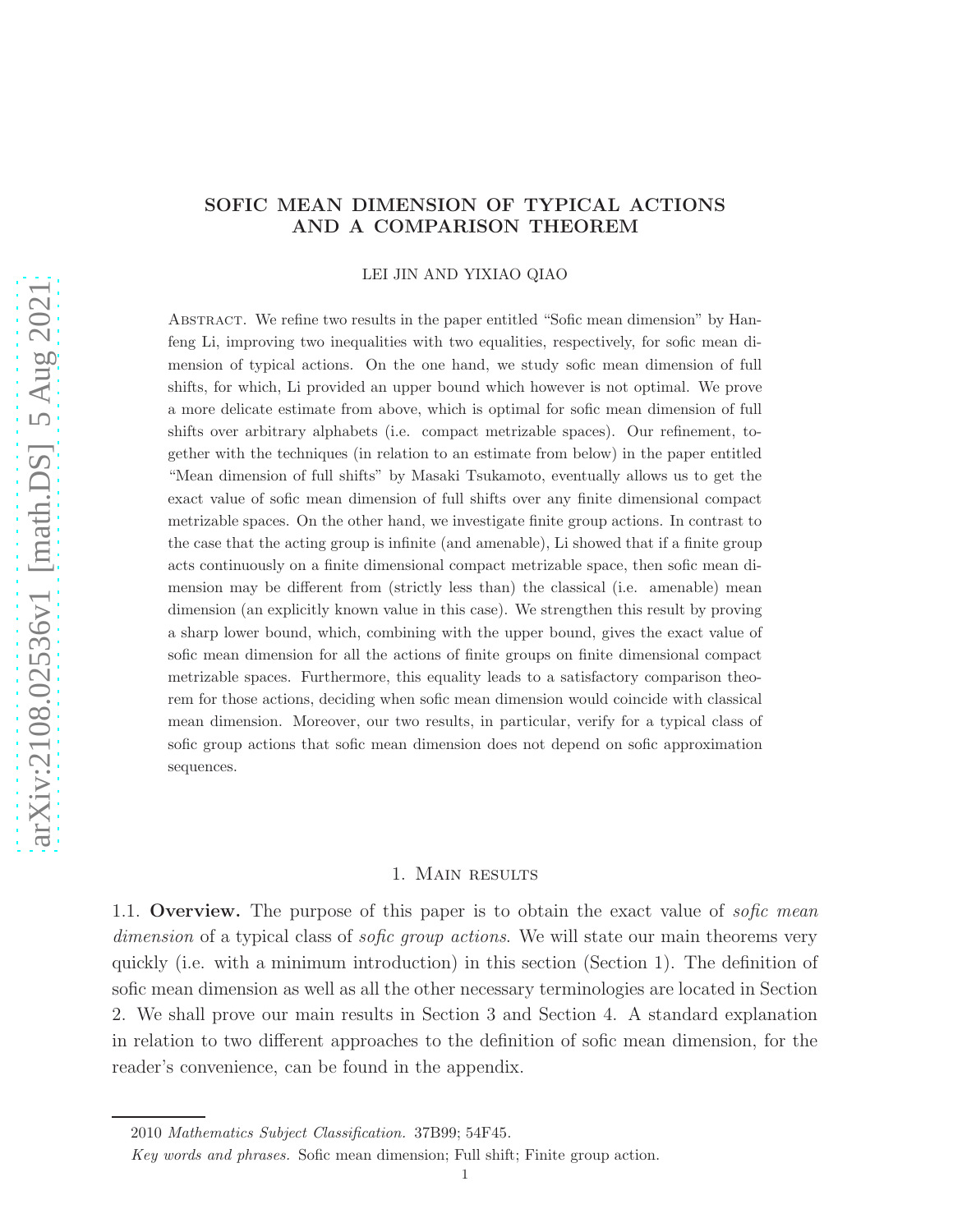# SOFIC MEAN DIMENSION OF TYPICAL ACTIONS AND A COMPARISON THEOREM

LEI JIN AND YIXIAO QIAO

ABSTRACT. We refine two results in the paper entitled "Sofic mean dimension" by Hanfeng Li, improving two inequalities with two equalities, respectively, for sofic mean dimension of typical actions. On the one hand, we study sofic mean dimension of full shifts, for which, Li provided an upper bound which however is not optimal. We prove a more delicate estimate from above, which is optimal for sofic mean dimension of full shifts over arbitrary alphabets (i.e. compact metrizable spaces). Our refinement, together with the techniques (in relation to an estimate from below) in the paper entitled "Mean dimension of full shifts" by Masaki Tsukamoto, eventually allows us to get the exact value of sofic mean dimension of full shifts over any finite dimensional compact metrizable spaces. On the other hand, we investigate finite group actions. In contrast to the case that the acting group is infinite (and amenable), Li showed that if a finite group acts continuously on a finite dimensional compact metrizable space, then sofic mean dimension may be different from (strictly less than) the classical (i.e. amenable) mean dimension (an explicitly known value in this case). We strengthen this result by proving a sharp lower bound, which, combining with the upper bound, gives the exact value of sofic mean dimension for all the actions of finite groups on finite dimensional compact metrizable spaces. Furthermore, this equality leads to a satisfactory comparison theorem for those actions, deciding when sofic mean dimension would coincide with classical mean dimension. Moreover, our two results, in particular, verify for a typical class of sofic group actions that sofic mean dimension does not depend on sofic approximation sequences.

## 1. MAIN RESULTS

1.1. **Overview.** The purpose of this paper is to obtain the exact value of *sofic mean dimension* of a typical class of *sofic group actions*. We will state our main theorems very quickly (i.e. with a minimum introduction) in this section (Section 1). The definition of sofic mean dimension as well as all the other necessary terminologies are located in Section 2. We shall prove our main results in Section 3 and Section 4. A standard explanation in relation to two different approaches to the definition of sofic mean dimension, for the reader's convenience, can be found in the appendix.

---

2010 *Mathematics Subject Classification.* 37B99; 54F45.

*Key words and phrases.* Sofic mean dimension; Full shift; Finite group action.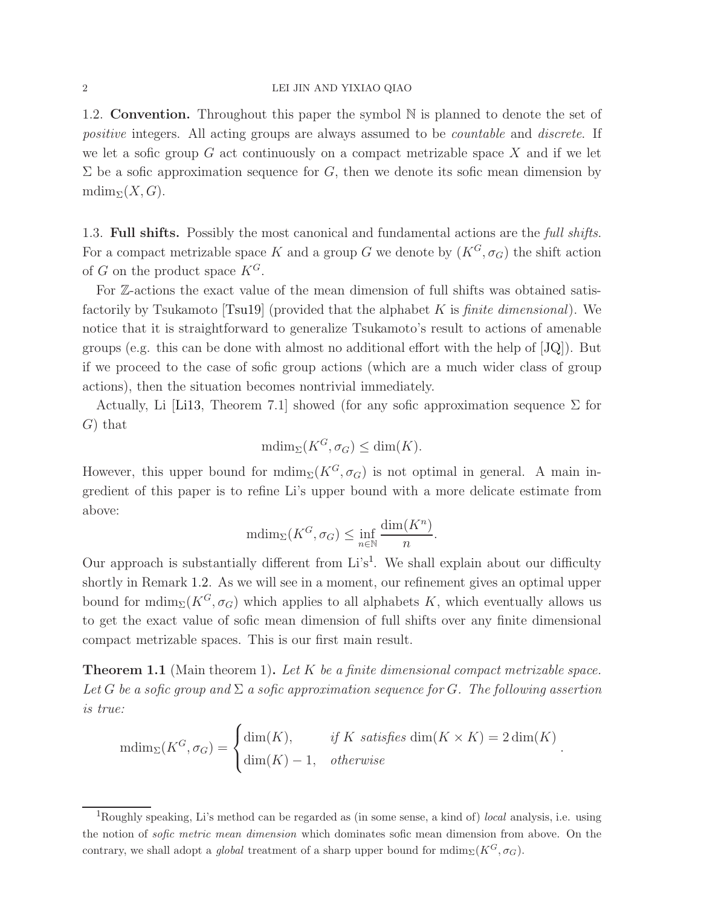1.2. **Convention.** Throughout this paper the symbol $\mathbb{N}$ is planned to denote the set of *positive* integers. All acting groups are always assumed to be *countable* and *discrete*. If we let a sofic group $G$ act continuously on a compact metrizable space $X$ and if we let $\Sigma$ be a sofic approximation sequence for $G$, then we denote its sofic mean dimension by $\mathrm{mdim}_\Sigma(X, G)$.

1.3. **Full shifts.** Possibly the most canonical and fundamental actions are the *full shifts*. For a compact metrizable space $K$ and a group $G$ we denote by $(K^G, \sigma_G)$ the shift action of $G$ on the product space $K^G$.

For $\mathbb{Z}$-actions the exact value of the mean dimension of full shifts was obtained satisfactorily by Tsukamoto [Tsu19] (provided that the alphabet $K$ is *finite dimensional*). We notice that it is straightforward to generalize Tsukamoto's result to actions of amenable groups (e.g. this can be done with almost no additional effort with the help of [JQ]). But if we proceed to the case of sofic group actions (which are a much wider class of group actions), then the situation becomes nontrivial immediately.

Actually, Li [Li13, Theorem 7.1] showed (for any sofic approximation sequence $\Sigma$ for $G$) that

$$\mathrm{mdim}_\Sigma(K^G, \sigma_G) \leq \dim(K).$$

However, this upper bound for $\mathrm{mdim}_\Sigma(K^G, \sigma_G)$ is not optimal in general. A main ingredient of this paper is to refine Li's upper bound with a more delicate estimate from above:

$$\mathrm{mdim}_\Sigma(K^G, \sigma_G) \leq \inf_{n \in \mathbb{N}} \frac{\dim(K^n)}{n}.$$

Our approach is substantially different from Li's[1]. We shall explain about our difficulty shortly in Remark 1.2. As we will see in a moment, our refinement gives an optimal upper bound for $\mathrm{mdim}_\Sigma(K^G, \sigma_G)$ which applies to all alphabets $K$, which eventually allows us to get the exact value of sofic mean dimension of full shifts over any finite dimensional compact metrizable spaces. This is our first main result.

**Theorem 1.1** (Main theorem 1)**.** *Let $K$ be a finite dimensional compact metrizable space. Let $G$ be a sofic group and $\Sigma$ a sofic approximation sequence for $G$. The following assertion is true:*

$$\mathrm{mdim}_\Sigma(K^G, \sigma_G) = \begin{cases} \dim(K), & \text{if } K \text{ satisfies } \dim(K \times K) = 2\dim(K) \\ \dim(K) - 1, & \text{otherwise} \end{cases}.$$

[1] Roughly speaking, Li's method can be regarded as (in some sense, a kind of) *local* analysis, i.e. using the notion of *sofic metric mean dimension* which dominates sofic mean dimension from above. On the contrary, we shall adopt a *global* treatment of a sharp upper bound for $\mathrm{mdim}_\Sigma(K^G, \sigma_G)$.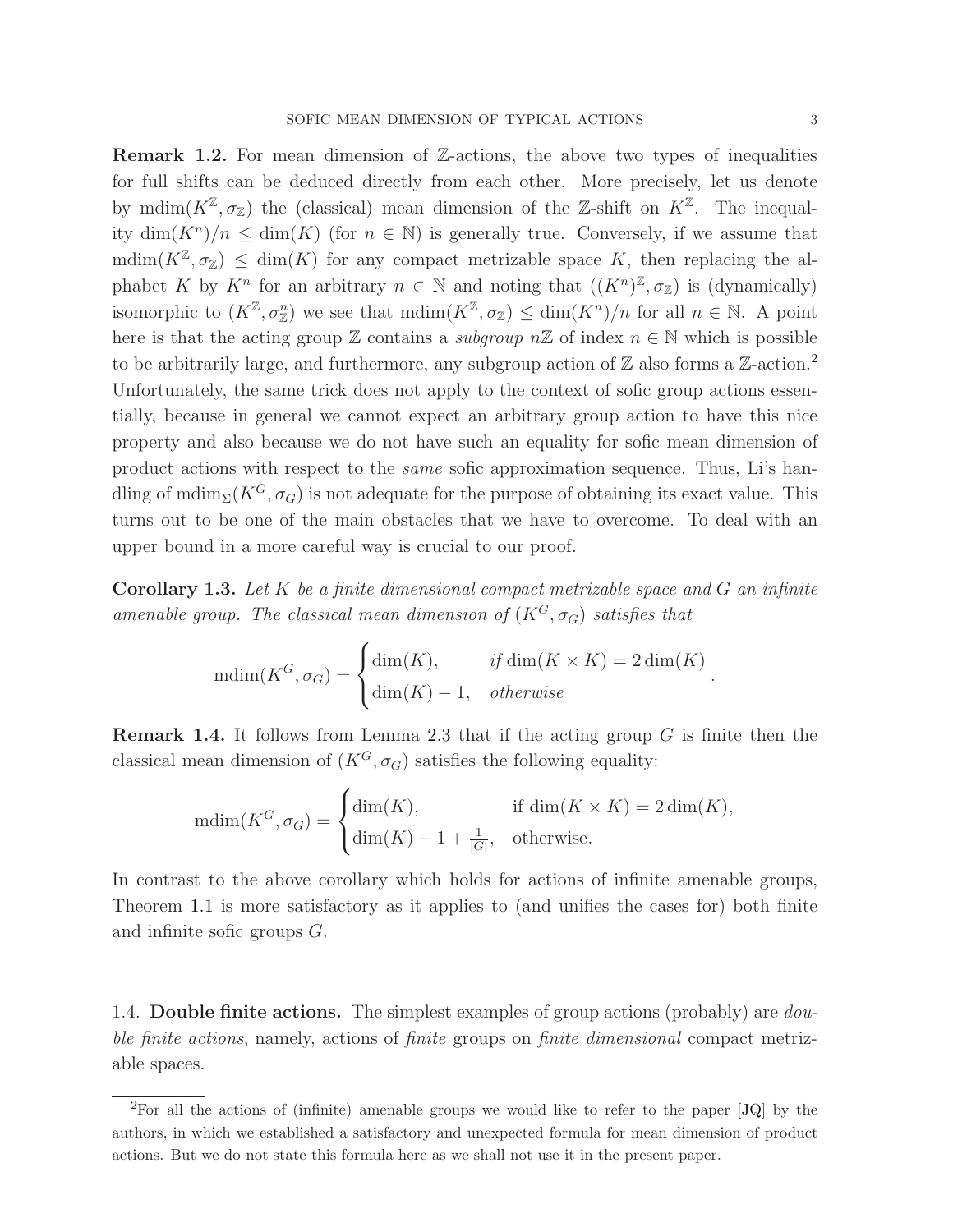**Remark 1.2.** For mean dimension of $\mathbb{Z}$-actions, the above two types of inequalities for full shifts can be deduced directly from each other. More precisely, let us denote by $\mathrm{mdim}(K^{\mathbb{Z}}, \sigma_{\mathbb{Z}})$ the (classical) mean dimension of the $\mathbb{Z}$-shift on $K^{\mathbb{Z}}$. The inequality $\dim(K^n)/n \le \dim(K)$ (for $n \in \mathbb{N}$) is generally true. Conversely, if we assume that $\mathrm{mdim}(K^{\mathbb{Z}}, \sigma_{\mathbb{Z}}) \le \dim(K)$ for any compact metrizable space $K$, then replacing the alphabet $K$ by $K^n$ for an arbitrary $n \in \mathbb{N}$ and noting that $((K^n)^{\mathbb{Z}}, \sigma_{\mathbb{Z}})$ is (dynamically) isomorphic to $(K^{\mathbb{Z}}, \sigma_{\mathbb{Z}}^n)$ we see that $\mathrm{mdim}(K^{\mathbb{Z}}, \sigma_{\mathbb{Z}}) \le \dim(K^n)/n$ for all $n \in \mathbb{N}$. A point here is that the acting group $\mathbb{Z}$ contains a *subgroup* $n\mathbb{Z}$ of index $n \in \mathbb{N}$ which is possible to be arbitrarily large, and furthermore, any subgroup action of $\mathbb{Z}$ also forms a $\mathbb{Z}$-action.[2] Unfortunately, the same trick does not apply to the context of sofic group actions essentially, because in general we cannot expect an arbitrary group action to have this nice property and also because we do not have such an equality for sofic mean dimension of product actions with respect to the *same* sofic approximation sequence. Thus, Li's handling of $\mathrm{mdim}_{\Sigma}(K^G, \sigma_G)$ is not adequate for the purpose of obtaining its exact value. This turns out to be one of the main obstacles that we have to overcome. To deal with an upper bound in a more careful way is crucial to our proof.

**Corollary 1.3.** *Let $K$ be a finite dimensional compact metrizable space and $G$ an infinite amenable group. The classical mean dimension of $(K^G, \sigma_G)$ satisfies that*

$$\mathrm{mdim}(K^G, \sigma_G) = \begin{cases} \dim(K), & \text{if } \dim(K \times K) = 2\dim(K) \\ \dim(K) - 1, & \text{otherwise} \end{cases}.$$

**Remark 1.4.** It follows from Lemma 2.3 that if the acting group $G$ is finite then the classical mean dimension of $(K^G, \sigma_G)$ satisfies the following equality:

$$\mathrm{mdim}(K^G, \sigma_G) = \begin{cases} \dim(K), & \text{if } \dim(K \times K) = 2\dim(K), \\ \dim(K) - 1 + \frac{1}{|G|}, & \text{otherwise.} \end{cases}$$

In contrast to the above corollary which holds for actions of infinite amenable groups, Theorem 1.1 is more satisfactory as it applies to (and unifies the cases for) both finite and infinite sofic groups $G$.

### 1.4. Double finite actions.

The simplest examples of group actions (probably) are *double finite actions*, namely, actions of *finite* groups on *finite dimensional* compact metrizable spaces.

[2] For all the actions of (infinite) amenable groups we would like to refer to the paper [JQ] by the authors, in which we established a satisfactory and unexpected formula for mean dimension of product actions. But we do not state this formula here as we shall not use it in the present paper.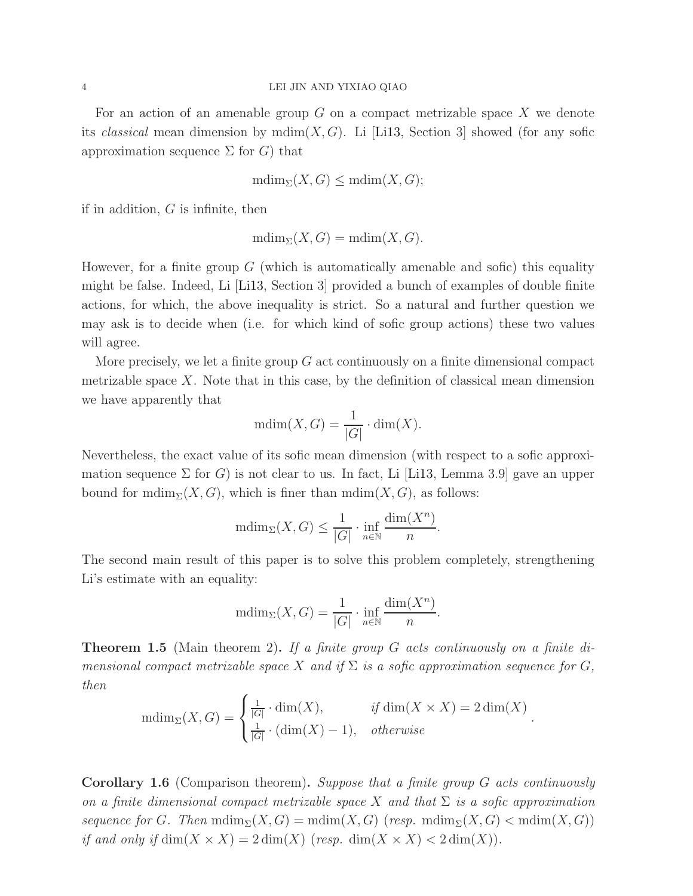For an action of an amenable group $G$ on a compact metrizable space $X$ we denote its *classical* mean dimension by $\mathrm{mdim}(X, G)$. Li [Li13, Section 3] showed (for any sofic approximation sequence $\Sigma$ for $G$) that

$$\mathrm{mdim}_\Sigma(X, G) \leq \mathrm{mdim}(X, G);$$

if in addition, $G$ is infinite, then

$$\mathrm{mdim}_\Sigma(X, G) = \mathrm{mdim}(X, G).$$

However, for a finite group $G$ (which is automatically amenable and sofic) this equality might be false. Indeed, Li [Li13, Section 3] provided a bunch of examples of double finite actions, for which, the above inequality is strict. So a natural and further question we may ask is to decide when (i.e. for which kind of sofic group actions) these two values will agree.

More precisely, we let a finite group $G$ act continuously on a finite dimensional compact metrizable space $X$. Note that in this case, by the definition of classical mean dimension we have apparently that

$$\mathrm{mdim}(X, G) = \frac{1}{|G|} \cdot \dim(X).$$

Nevertheless, the exact value of its sofic mean dimension (with respect to a sofic approximation sequence $\Sigma$ for $G$) is not clear to us. In fact, Li [Li13, Lemma 3.9] gave an upper bound for $\mathrm{mdim}_\Sigma(X, G)$, which is finer than $\mathrm{mdim}(X, G)$, as follows:

$$\mathrm{mdim}_\Sigma(X, G) \leq \frac{1}{|G|} \cdot \inf_{n \in \mathbb{N}} \frac{\dim(X^n)}{n}.$$

The second main result of this paper is to solve this problem completely, strengthening Li's estimate with an equality:

$$\mathrm{mdim}_\Sigma(X, G) = \frac{1}{|G|} \cdot \inf_{n \in \mathbb{N}} \frac{\dim(X^n)}{n}.$$

**Theorem 1.5** (Main theorem 2)**.** *If a finite group $G$ acts continuously on a finite dimensional compact metrizable space $X$ and if $\Sigma$ is a sofic approximation sequence for $G$, then*

$$\mathrm{mdim}_\Sigma(X, G) = \begin{cases} \frac{1}{|G|} \cdot \dim(X), & \text{if } \dim(X \times X) = 2\dim(X) \\ \frac{1}{|G|} \cdot (\dim(X) - 1), & \text{otherwise} \end{cases}.$$

**Corollary 1.6** (Comparison theorem)**.** *Suppose that a finite group $G$ acts continuously on a finite dimensional compact metrizable space $X$ and that $\Sigma$ is a sofic approximation sequence for $G$. Then $\mathrm{mdim}_\Sigma(X, G) = \mathrm{mdim}(X, G)$ (resp. $\mathrm{mdim}_\Sigma(X, G) < \mathrm{mdim}(X, G)$) if and only if $\dim(X \times X) = 2\dim(X)$ (resp. $\dim(X \times X) < 2\dim(X)$).*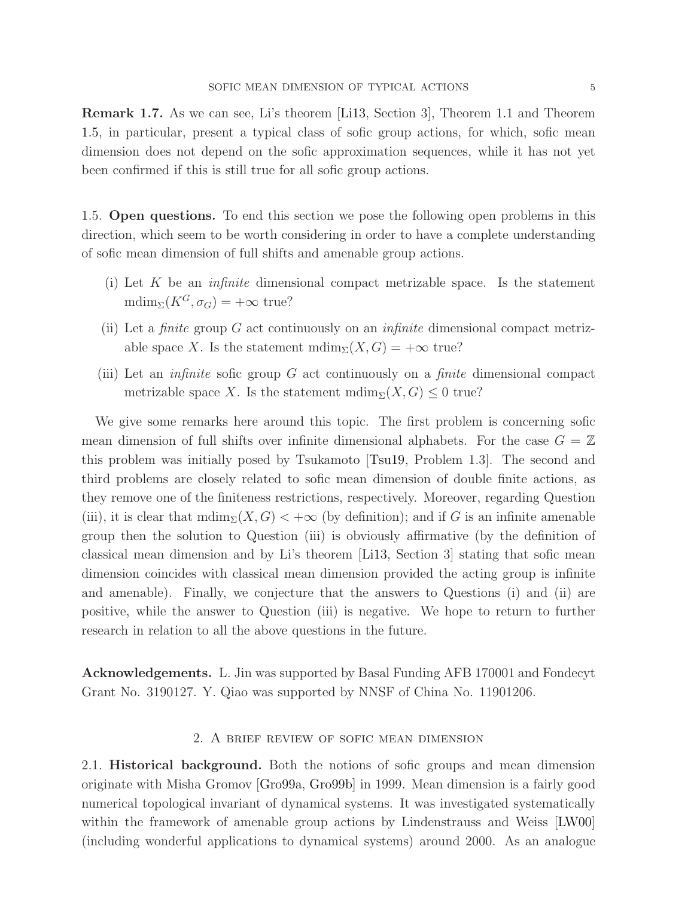**Remark 1.7.** As we can see, Li's theorem [Li13, Section 3], Theorem 1.1 and Theorem 1.5, in particular, present a typical class of sofic group actions, for which, sofic mean dimension does not depend on the sofic approximation sequences, while it has not yet been confirmed if this is still true for all sofic group actions.

1.5. **Open questions.** To end this section we pose the following open problems in this direction, which seem to be worth considering in order to have a complete understanding of sofic mean dimension of full shifts and amenable group actions.

(i) Let $K$ be an *infinite* dimensional compact metrizable space. Is the statement $\mathrm{mdim}_\Sigma(K^G, \sigma_G) = +\infty$ true?

(ii) Let a *finite* group $G$ act continuously on an *infinite* dimensional compact metrizable space $X$. Is the statement $\mathrm{mdim}_\Sigma(X, G) = +\infty$ true?

(iii) Let an *infinite* sofic group $G$ act continuously on a *finite* dimensional compact metrizable space $X$. Is the statement $\mathrm{mdim}_\Sigma(X, G) \leq 0$ true?

We give some remarks here around this topic. The first problem is concerning sofic mean dimension of full shifts over infinite dimensional alphabets. For the case $G = \mathbb{Z}$ this problem was initially posed by Tsukamoto [Tsu19, Problem 1.3]. The second and third problems are closely related to sofic mean dimension of double finite actions, as they remove one of the finiteness restrictions, respectively. Moreover, regarding Question (iii), it is clear that $\mathrm{mdim}_\Sigma(X, G) < +\infty$ (by definition); and if $G$ is an infinite amenable group then the solution to Question (iii) is obviously affirmative (by the definition of classical mean dimension and by Li's theorem [Li13, Section 3] stating that sofic mean dimension coincides with classical mean dimension provided the acting group is infinite and amenable). Finally, we conjecture that the answers to Questions (i) and (ii) are positive, while the answer to Question (iii) is negative. We hope to return to further research in relation to all the above questions in the future.

**Acknowledgements.** L. Jin was supported by Basal Funding AFB 170001 and Fondecyt Grant No. 3190127. Y. Qiao was supported by NNSF of China No. 11901206.

## 2. A brief review of sofic mean dimension

2.1. **Historical background.** Both the notions of sofic groups and mean dimension originate with Misha Gromov [Gro99a, Gro99b] in 1999. Mean dimension is a fairly good numerical topological invariant of dynamical systems. It was investigated systematically within the framework of amenable group actions by Lindenstrauss and Weiss [LW00] (including wonderful applications to dynamical systems) around 2000. As an analogue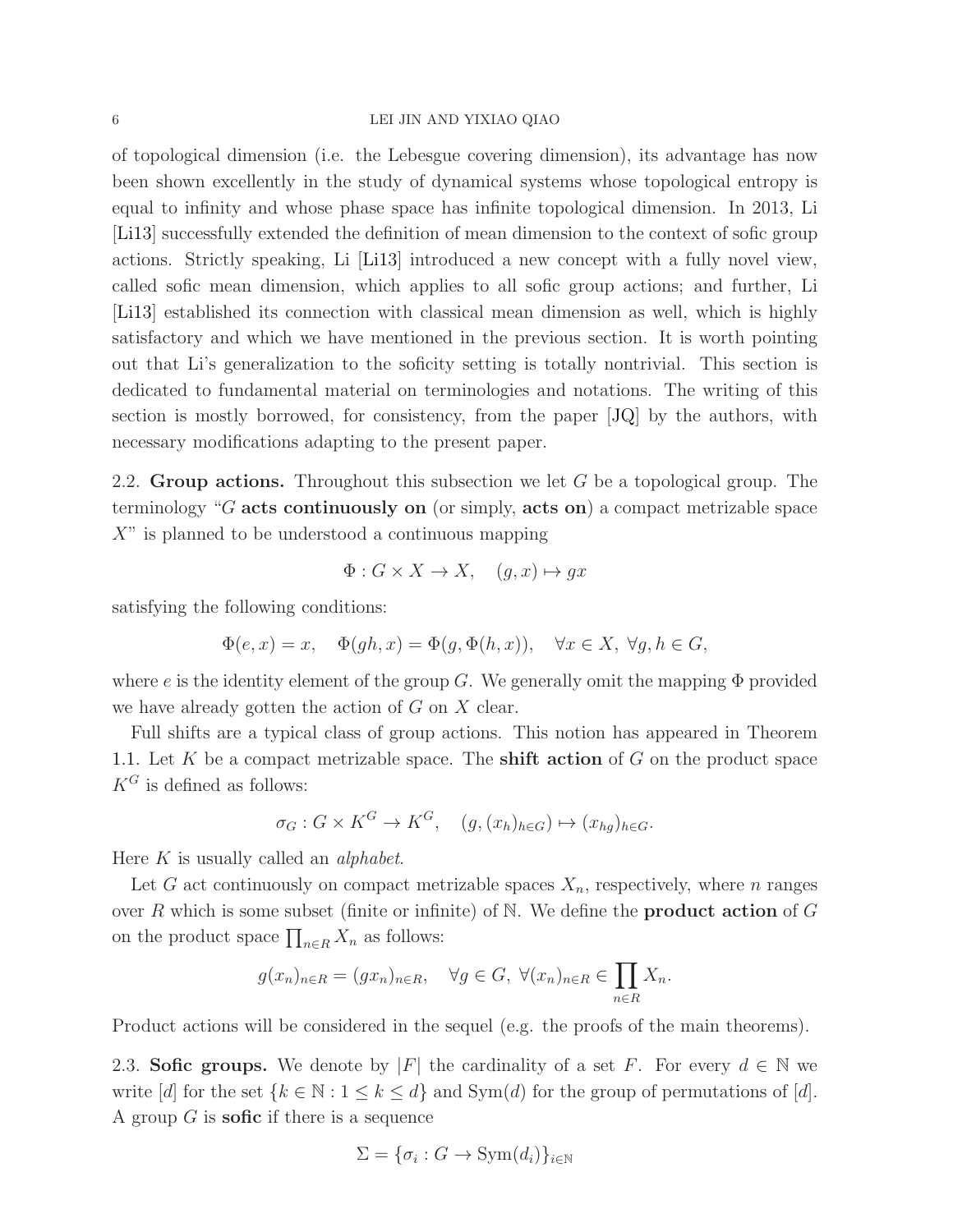of topological dimension (i.e. the Lebesgue covering dimension), its advantage has now been shown excellently in the study of dynamical systems whose topological entropy is equal to infinity and whose phase space has infinite topological dimension. In 2013, Li [Li13] successfully extended the definition of mean dimension to the context of sofic group actions. Strictly speaking, Li [Li13] introduced a new concept with a fully novel view, called sofic mean dimension, which applies to all sofic group actions; and further, Li [Li13] established its connection with classical mean dimension as well, which is highly satisfactory and which we have mentioned in the previous section. It is worth pointing out that Li's generalization to the soficity setting is totally nontrivial. This section is dedicated to fundamental material on terminologies and notations. The writing of this section is mostly borrowed, for consistency, from the paper [JQ] by the authors, with necessary modifications adapting to the present paper.

2.2. **Group actions.** Throughout this subsection we let $G$ be a topological group. The terminology "$G$ **acts continuously on** (or simply, **acts on**) a compact metrizable space $X$" is planned to be understood a continuous mapping

$$\Phi : G \times X \to X, \quad (g, x) \mapsto gx$$

satisfying the following conditions:

$$\Phi(e, x) = x, \quad \Phi(gh, x) = \Phi(g, \Phi(h, x)), \quad \forall x \in X,\ \forall g, h \in G,$$

where $e$ is the identity element of the group $G$. We generally omit the mapping $\Phi$ provided we have already gotten the action of $G$ on $X$ clear.

Full shifts are a typical class of group actions. This notion has appeared in Theorem 1.1. Let $K$ be a compact metrizable space. The **shift action** of $G$ on the product space $K^G$ is defined as follows:

$$\sigma_G : G \times K^G \to K^G, \quad (g, (x_h)_{h \in G}) \mapsto (x_{hg})_{h \in G}.$$

Here $K$ is usually called an *alphabet*.

Let $G$ act continuously on compact metrizable spaces $X_n$, respectively, where $n$ ranges over $R$ which is some subset (finite or infinite) of $\mathbb{N}$. We define the **product action** of $G$ on the product space $\prod_{n \in R} X_n$ as follows:

$$g(x_n)_{n \in R} = (gx_n)_{n \in R}, \quad \forall g \in G,\ \forall (x_n)_{n \in R} \in \prod_{n \in R} X_n.$$

Product actions will be considered in the sequel (e.g. the proofs of the main theorems).

2.3. **Sofic groups.** We denote by $|F|$ the cardinality of a set $F$. For every $d \in \mathbb{N}$ we write $[d]$ for the set $\{k \in \mathbb{N} : 1 \leq k \leq d\}$ and $\mathrm{Sym}(d)$ for the group of permutations of $[d]$. A group $G$ is **sofic** if there is a sequence

$$\Sigma = \{\sigma_i : G \to \mathrm{Sym}(d_i)\}_{i \in \mathbb{N}}$$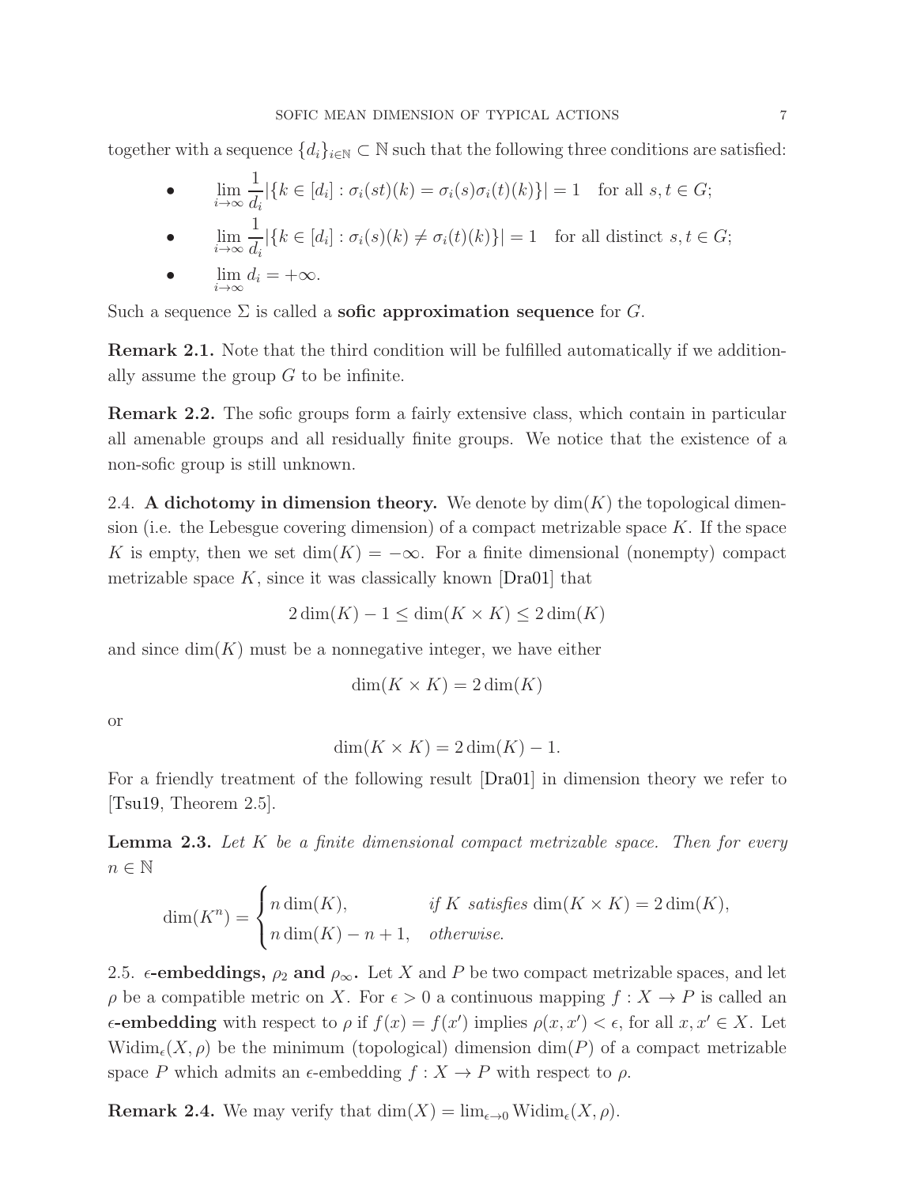together with a sequence $\{d_i\}_{i\in\mathbb{N}} \subset \mathbb{N}$ such that the following three conditions are satisfied:

- $\displaystyle \lim_{i\to\infty} \frac{1}{d_i}|\{k \in [d_i] : \sigma_i(st)(k) = \sigma_i(s)\sigma_i(t)(k)\}| = 1$ for all $s, t \in G$;
- $\displaystyle \lim_{i\to\infty} \frac{1}{d_i}|\{k \in [d_i] : \sigma_i(s)(k) \neq \sigma_i(t)(k)\}| = 1$ for all distinct $s, t \in G$;
- $\displaystyle \lim_{i\to\infty} d_i = +\infty.$

Such a sequence $\Sigma$ is called a **sofic approximation sequence** for $G$.

**Remark 2.1.** Note that the third condition will be fulfilled automatically if we additionally assume the group $G$ to be infinite.

**Remark 2.2.** The sofic groups form a fairly extensive class, which contain in particular all amenable groups and all residually finite groups. We notice that the existence of a non-sofic group is still unknown.

2.4. **A dichotomy in dimension theory.** We denote by $\dim(K)$ the topological dimension (i.e. the Lebesgue covering dimension) of a compact metrizable space $K$. If the space $K$ is empty, then we set $\dim(K) = -\infty$. For a finite dimensional (nonempty) compact metrizable space $K$, since it was classically known [Dra01] that

$$2\dim(K) - 1 \leq \dim(K \times K) \leq 2\dim(K)$$

and since $\dim(K)$ must be a nonnegative integer, we have either

$$\dim(K \times K) = 2\dim(K)$$

or

$$\dim(K \times K) = 2\dim(K) - 1.$$

For a friendly treatment of the following result [Dra01] in dimension theory we refer to [Tsu19, Theorem 2.5].

**Lemma 2.3.** *Let $K$ be a finite dimensional compact metrizable space. Then for every $n \in \mathbb{N}$*

$$\dim(K^n) = \begin{cases} n\dim(K), & \text{if } K \text{ satisfies } \dim(K \times K) = 2\dim(K), \\ n\dim(K) - n + 1, & \text{otherwise.} \end{cases}$$

2.5. **$\epsilon$-embeddings, $\rho_2$ and $\rho_\infty$.** Let $X$ and $P$ be two compact metrizable spaces, and let $\rho$ be a compatible metric on $X$. For $\epsilon > 0$ a continuous mapping $f : X \to P$ is called an **$\epsilon$-embedding** with respect to $\rho$ if $f(x) = f(x')$ implies $\rho(x, x') < \epsilon$, for all $x, x' \in X$. Let $\mathrm{Widim}_\epsilon(X, \rho)$ be the minimum (topological) dimension $\dim(P)$ of a compact metrizable space $P$ which admits an $\epsilon$-embedding $f : X \to P$ with respect to $\rho$.

**Remark 2.4.** We may verify that $\dim(X) = \lim_{\epsilon\to 0} \mathrm{Widim}_\epsilon(X, \rho)$.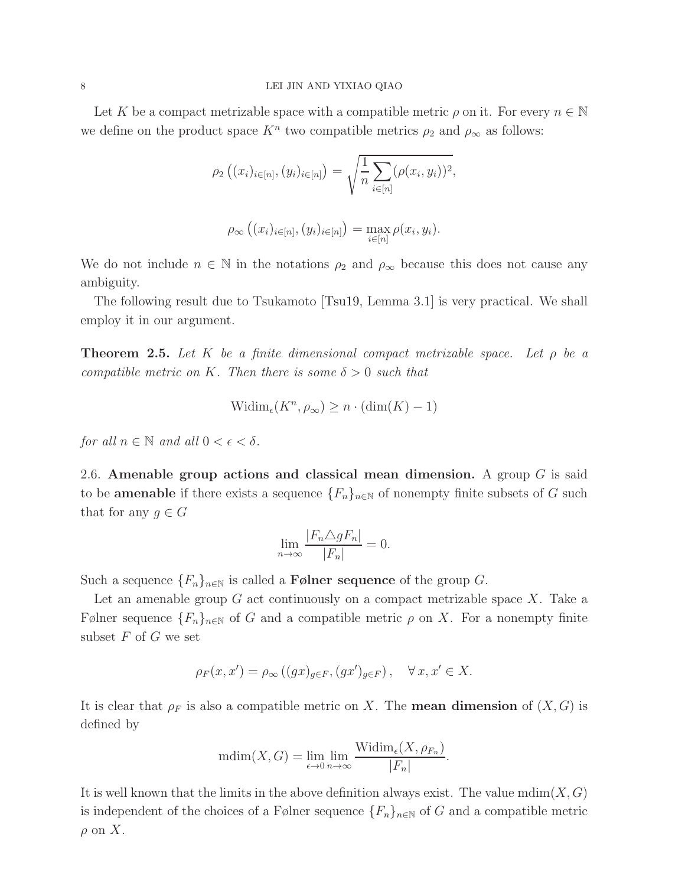Let $K$ be a compact metrizable space with a compatible metric $\rho$ on it. For every $n \in \mathbb{N}$ we define on the product space $K^n$ two compatible metrics $\rho_2$ and $\rho_\infty$ as follows:

$$\rho_2\left((x_i)_{i\in[n]}, (y_i)_{i\in[n]}\right) = \sqrt{\frac{1}{n}\sum_{i\in[n]}(\rho(x_i, y_i))^2},$$

$$\rho_\infty\left((x_i)_{i\in[n]}, (y_i)_{i\in[n]}\right) = \max_{i\in[n]} \rho(x_i, y_i).$$

We do not include $n \in \mathbb{N}$ in the notations $\rho_2$ and $\rho_\infty$ because this does not cause any ambiguity.

The following result due to Tsukamoto [Tsu19, Lemma 3.1] is very practical. We shall employ it in our argument.

**Theorem 2.5.** *Let $K$ be a finite dimensional compact metrizable space. Let $\rho$ be a compatible metric on $K$. Then there is some $\delta > 0$ such that*

$$\mathrm{Widim}_\epsilon(K^n, \rho_\infty) \geq n \cdot (\dim(K) - 1)$$

*for all $n \in \mathbb{N}$ and all $0 < \epsilon < \delta$.*

2.6. **Amenable group actions and classical mean dimension.** A group $G$ is said to be **amenable** if there exists a sequence $\{F_n\}_{n\in\mathbb{N}}$ of nonempty finite subsets of $G$ such that for any $g \in G$

$$\lim_{n\to\infty} \frac{|F_n \triangle gF_n|}{|F_n|} = 0.$$

Such a sequence $\{F_n\}_{n\in\mathbb{N}}$ is called a **Følner sequence** of the group $G$.

Let an amenable group $G$ act continuously on a compact metrizable space $X$. Take a Følner sequence $\{F_n\}_{n\in\mathbb{N}}$ of $G$ and a compatible metric $\rho$ on $X$. For a nonempty finite subset $F$ of $G$ we set

$$\rho_F(x, x') = \rho_\infty\left((gx)_{g\in F}, (gx')_{g\in F}\right), \quad \forall\, x, x' \in X.$$

It is clear that $\rho_F$ is also a compatible metric on $X$. The **mean dimension** of $(X, G)$ is defined by

$$\mathrm{mdim}(X, G) = \lim_{\epsilon\to 0} \lim_{n\to\infty} \frac{\mathrm{Widim}_\epsilon(X, \rho_{F_n})}{|F_n|}.$$

It is well known that the limits in the above definition always exist. The value $\mathrm{mdim}(X, G)$ is independent of the choices of a Følner sequence $\{F_n\}_{n\in\mathbb{N}}$ of $G$ and a compatible metric $\rho$ on $X$.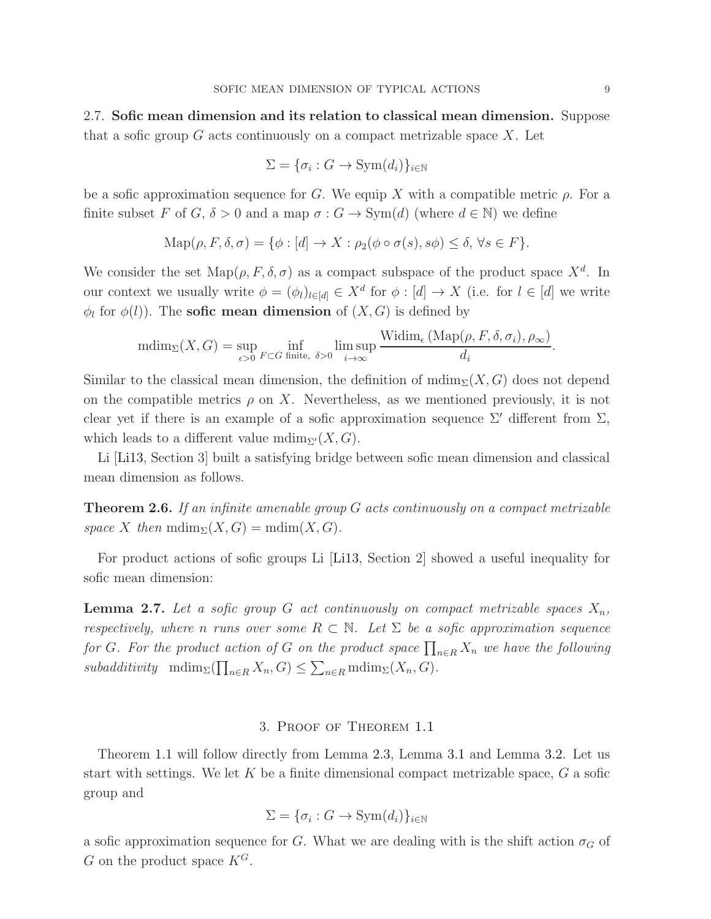2.7. **Sofic mean dimension and its relation to classical mean dimension.** Suppose that a sofic group $G$ acts continuously on a compact metrizable space $X$. Let

$$\Sigma = \{\sigma_i : G \to \mathrm{Sym}(d_i)\}_{i\in\mathbb{N}}$$

be a sofic approximation sequence for $G$. We equip $X$ with a compatible metric $\rho$. For a finite subset $F$ of $G$, $\delta > 0$ and a map $\sigma : G \to \mathrm{Sym}(d)$ (where $d \in \mathbb{N}$) we define

$$\mathrm{Map}(\rho, F, \delta, \sigma) = \{\phi : [d] \to X : \rho_2(\phi \circ \sigma(s), s\phi) \leq \delta, \forall s \in F\}.$$

We consider the set $\mathrm{Map}(\rho, F, \delta, \sigma)$ as a compact subspace of the product space $X^d$. In our context we usually write $\phi = (\phi_l)_{l\in[d]} \in X^d$ for $\phi : [d] \to X$ (i.e. for $l \in [d]$ we write $\phi_l$ for $\phi(l)$). The **sofic mean dimension** of $(X, G)$ is defined by

$$\mathrm{mdim}_\Sigma(X, G) = \sup_{\epsilon>0} \inf_{F\subset G \text{ finite},\ \delta>0} \limsup_{i\to\infty} \frac{\mathrm{Widim}_\epsilon\left(\mathrm{Map}(\rho, F, \delta, \sigma_i), \rho_\infty\right)}{d_i}.$$

Similar to the classical mean dimension, the definition of $\mathrm{mdim}_\Sigma(X, G)$ does not depend on the compatible metrics $\rho$ on $X$. Nevertheless, as we mentioned previously, it is not clear yet if there is an example of a sofic approximation sequence $\Sigma'$ different from $\Sigma$, which leads to a different value $\mathrm{mdim}_{\Sigma'}(X, G)$.

Li [**Li13**, Section 3] built a satisfying bridge between sofic mean dimension and classical mean dimension as follows.

**Theorem 2.6.** *If an infinite amenable group $G$ acts continuously on a compact metrizable space $X$ then $\mathrm{mdim}_\Sigma(X, G) = \mathrm{mdim}(X, G)$.*

For product actions of sofic groups Li [**Li13**, Section 2] showed a useful inequality for sofic mean dimension:

**Lemma 2.7.** *Let a sofic group $G$ act continuously on compact metrizable spaces $X_n$, respectively, where $n$ runs over some $R \subset \mathbb{N}$. Let $\Sigma$ be a sofic approximation sequence for $G$. For the product action of $G$ on the product space $\prod_{n\in R} X_n$ we have the following subadditivity* $\mathrm{mdim}_\Sigma(\prod_{n\in R} X_n, G) \leq \sum_{n\in R} \mathrm{mdim}_\Sigma(X_n, G)$.

## 3. Proof of Theorem 1.1

Theorem 1.1 will follow directly from Lemma 2.3, Lemma 3.1 and Lemma 3.2. Let us start with settings. We let $K$ be a finite dimensional compact metrizable space, $G$ a sofic group and

$$\Sigma = \{\sigma_i : G \to \mathrm{Sym}(d_i)\}_{i\in\mathbb{N}}$$

a sofic approximation sequence for $G$. What we are dealing with is the shift action $\sigma_G$ of $G$ on the product space $K^G$.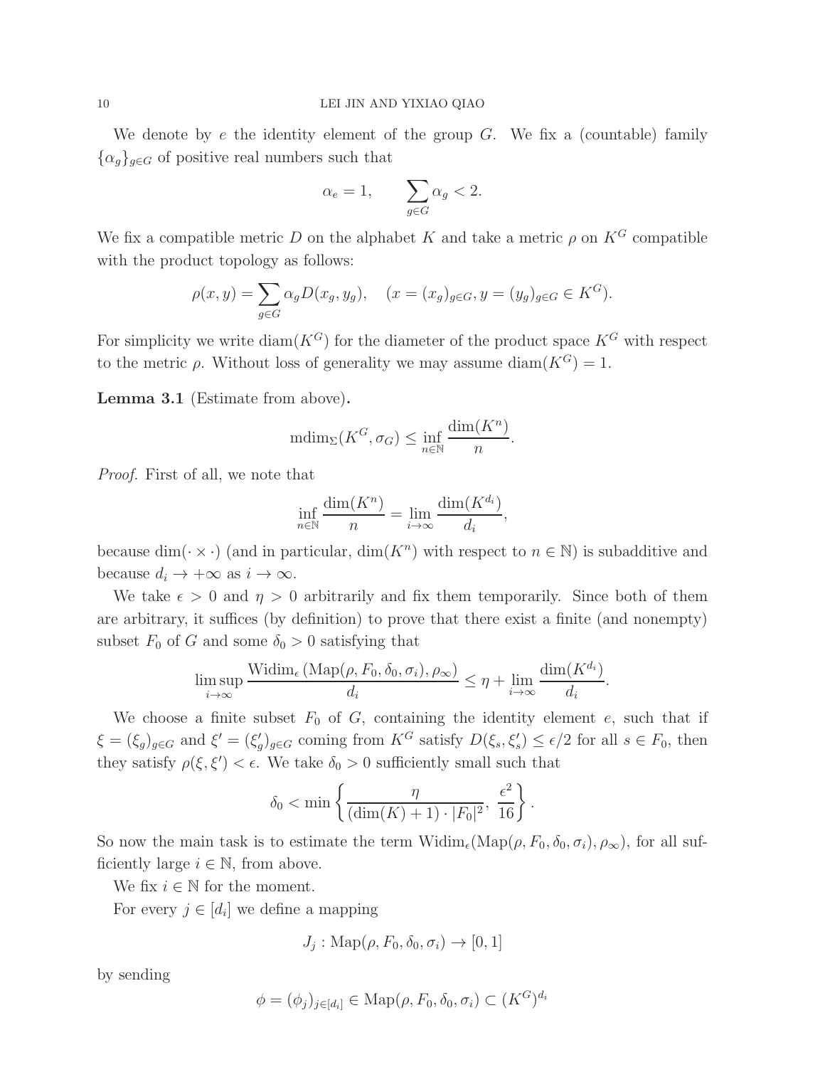We denote by $e$ the identity element of the group $G$. We fix a (countable) family $\{\alpha_g\}_{g\in G}$ of positive real numbers such that

$$\alpha_e = 1, \qquad \sum_{g\in G} \alpha_g < 2.$$

We fix a compatible metric $D$ on the alphabet $K$ and take a metric $\rho$ on $K^G$ compatible with the product topology as follows:

$$\rho(x, y) = \sum_{g\in G} \alpha_g D(x_g, y_g), \quad (x = (x_g)_{g\in G}, y = (y_g)_{g\in G} \in K^G).$$

For simplicity we write $\mathrm{diam}(K^G)$ for the diameter of the product space $K^G$ with respect to the metric $\rho$. Without loss of generality we may assume $\mathrm{diam}(K^G) = 1$.

**Lemma 3.1** (Estimate from above)**.**

$$\mathrm{mdim}_\Sigma(K^G, \sigma_G) \leq \inf_{n\in\mathbb{N}} \frac{\dim(K^n)}{n}.$$

*Proof.* First of all, we note that

$$\inf_{n\in\mathbb{N}} \frac{\dim(K^n)}{n} = \lim_{i\to\infty} \frac{\dim(K^{d_i})}{d_i},$$

because $\dim(\cdot \times \cdot)$ (and in particular, $\dim(K^n)$ with respect to $n \in \mathbb{N}$) is subadditive and because $d_i \to +\infty$ as $i \to \infty$.

We take $\epsilon > 0$ and $\eta > 0$ arbitrarily and fix them temporarily. Since both of them are arbitrary, it suffices (by definition) to prove that there exist a finite (and nonempty) subset $F_0$ of $G$ and some $\delta_0 > 0$ satisfying that

$$\limsup_{i\to\infty} \frac{\mathrm{Widim}_\epsilon\left(\mathrm{Map}(\rho, F_0, \delta_0, \sigma_i), \rho_\infty\right)}{d_i} \leq \eta + \lim_{i\to\infty} \frac{\dim(K^{d_i})}{d_i}.$$

We choose a finite subset $F_0$ of $G$, containing the identity element $e$, such that if $\xi = (\xi_g)_{g\in G}$ and $\xi' = (\xi'_g)_{g\in G}$ coming from $K^G$ satisfy $D(\xi_s, \xi'_s) \leq \epsilon/2$ for all $s \in F_0$, then they satisfy $\rho(\xi, \xi') < \epsilon$. We take $\delta_0 > 0$ sufficiently small such that

$$\delta_0 < \min\left\{\frac{\eta}{(\dim(K) + 1) \cdot |F_0|^2},\ \frac{\epsilon^2}{16}\right\}.$$

So now the main task is to estimate the term $\mathrm{Widim}_\epsilon(\mathrm{Map}(\rho, F_0, \delta_0, \sigma_i), \rho_\infty)$, for all sufficiently large $i \in \mathbb{N}$, from above.

We fix $i \in \mathbb{N}$ for the moment.

For every $j \in [d_i]$ we define a mapping

$$J_j : \mathrm{Map}(\rho, F_0, \delta_0, \sigma_i) \to [0, 1]$$

by sending

$$\phi = (\phi_j)_{j\in[d_i]} \in \mathrm{Map}(\rho, F_0, \delta_0, \sigma_i) \subset (K^G)^{d_i}$$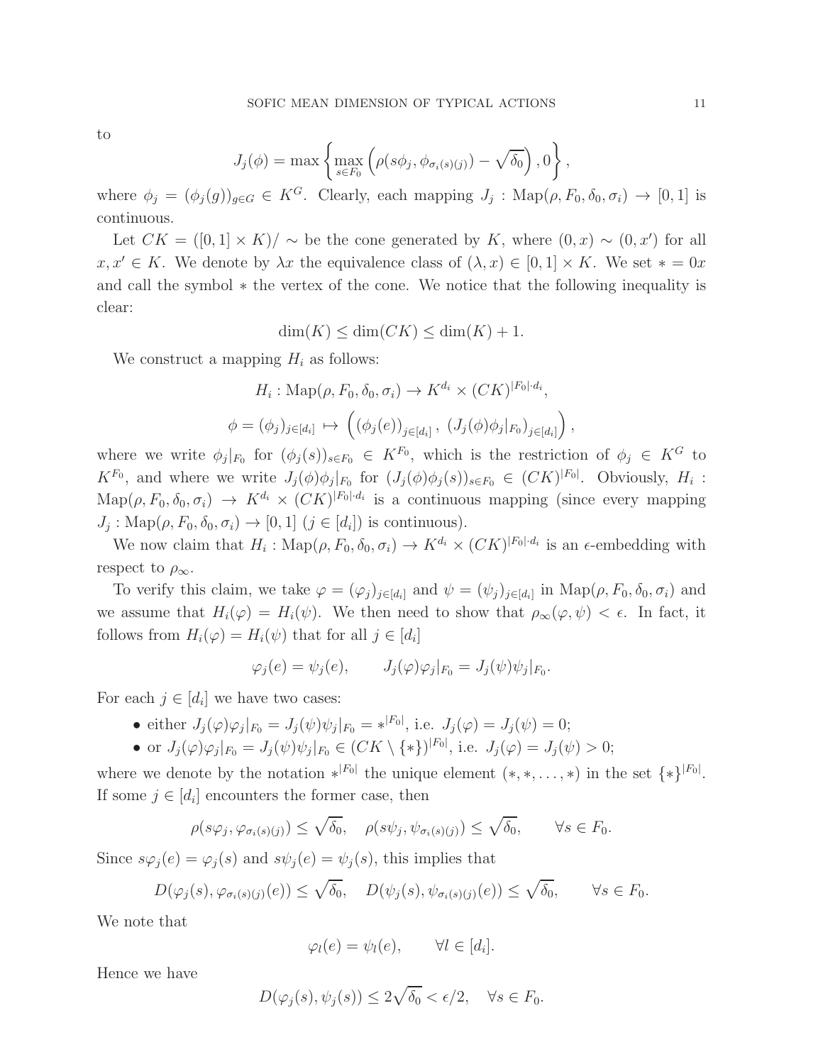to

$$J_j(\phi) = \max\left\{ \max_{s\in F_0} \left( \rho(s\phi_j, \phi_{\sigma_i(s)(j)}) - \sqrt{\delta_0} \right), 0 \right\},$$

where $\phi_j = (\phi_j(g))_{g\in G} \in K^G$. Clearly, each mapping $J_j : \mathrm{Map}(\rho, F_0, \delta_0, \sigma_i) \to [0,1]$ is continuous.

Let $CK = ([0,1] \times K)/\sim$ be the cone generated by $K$, where $(0,x) \sim (0,x')$ for all $x, x' \in K$. We denote by $\lambda x$ the equivalence class of $(\lambda, x) \in [0,1] \times K$. We set $* = 0x$ and call the symbol $*$ the vertex of the cone. We notice that the following inequality is clear:

$$\dim(K) \leq \dim(CK) \leq \dim(K) + 1.$$

We construct a mapping $H_i$ as follows:

$$H_i : \mathrm{Map}(\rho, F_0, \delta_0, \sigma_i) \to K^{d_i} \times (CK)^{|F_0|\cdot d_i},$$

$$\phi = (\phi_j)_{j\in[d_i]} \mapsto \left( (\phi_j(e))_{j\in[d_i]},\ (J_j(\phi)\phi_j|_{F_0})_{j\in[d_i]} \right),$$

where we write $\phi_j|_{F_0}$ for $(\phi_j(s))_{s\in F_0} \in K^{F_0}$, which is the restriction of $\phi_j \in K^G$ to $K^{F_0}$, and where we write $J_j(\phi)\phi_j|_{F_0}$ for $(J_j(\phi)\phi_j(s))_{s\in F_0} \in (CK)^{|F_0|}$. Obviously, $H_i : \mathrm{Map}(\rho, F_0, \delta_0, \sigma_i) \to K^{d_i} \times (CK)^{|F_0|\cdot d_i}$ is a continuous mapping (since every mapping $J_j : \mathrm{Map}(\rho, F_0, \delta_0, \sigma_i) \to [0,1]$ $(j \in [d_i])$ is continuous).

We now claim that $H_i : \mathrm{Map}(\rho, F_0, \delta_0, \sigma_i) \to K^{d_i} \times (CK)^{|F_0|\cdot d_i}$ is an $\epsilon$-embedding with respect to $\rho_\infty$.

To verify this claim, we take $\varphi = (\varphi_j)_{j\in[d_i]}$ and $\psi = (\psi_j)_{j\in[d_i]}$ in $\mathrm{Map}(\rho, F_0, \delta_0, \sigma_i)$ and we assume that $H_i(\varphi) = H_i(\psi)$. We then need to show that $\rho_\infty(\varphi, \psi) < \epsilon$. In fact, it follows from $H_i(\varphi) = H_i(\psi)$ that for all $j \in [d_i]$

$$\varphi_j(e) = \psi_j(e), \qquad J_j(\varphi)\varphi_j|_{F_0} = J_j(\psi)\psi_j|_{F_0}.$$

For each $j \in [d_i]$ we have two cases:

- either $J_j(\varphi)\varphi_j|_{F_0} = J_j(\psi)\psi_j|_{F_0} = *^{|F_0|}$, i.e. $J_j(\varphi) = J_j(\psi) = 0$;
- or $J_j(\varphi)\varphi_j|_{F_0} = J_j(\psi)\psi_j|_{F_0} \in (CK \setminus \{*\})^{|F_0|}$, i.e. $J_j(\varphi) = J_j(\psi) > 0$;

where we denote by the notation $*^{|F_0|}$ the unique element $(*, *, \dots, *)$ in the set $\{*\}^{|F_0|}$. If some $j \in [d_i]$ encounters the former case, then

$$\rho(s\varphi_j, \varphi_{\sigma_i(s)(j)}) \leq \sqrt{\delta_0}, \quad \rho(s\psi_j, \psi_{\sigma_i(s)(j)}) \leq \sqrt{\delta_0}, \qquad \forall s \in F_0.$$

Since $s\varphi_j(e) = \varphi_j(s)$ and $s\psi_j(e) = \psi_j(s)$, this implies that

$$D(\varphi_j(s), \varphi_{\sigma_i(s)(j)}(e)) \leq \sqrt{\delta_0}, \quad D(\psi_j(s), \psi_{\sigma_i(s)(j)}(e)) \leq \sqrt{\delta_0}, \qquad \forall s \in F_0.$$

We note that

$$\varphi_l(e) = \psi_l(e), \qquad \forall l \in [d_i].$$

Hence we have

$$D(\varphi_j(s), \psi_j(s)) \leq 2\sqrt{\delta_0} < \epsilon/2, \quad \forall s \in F_0.$$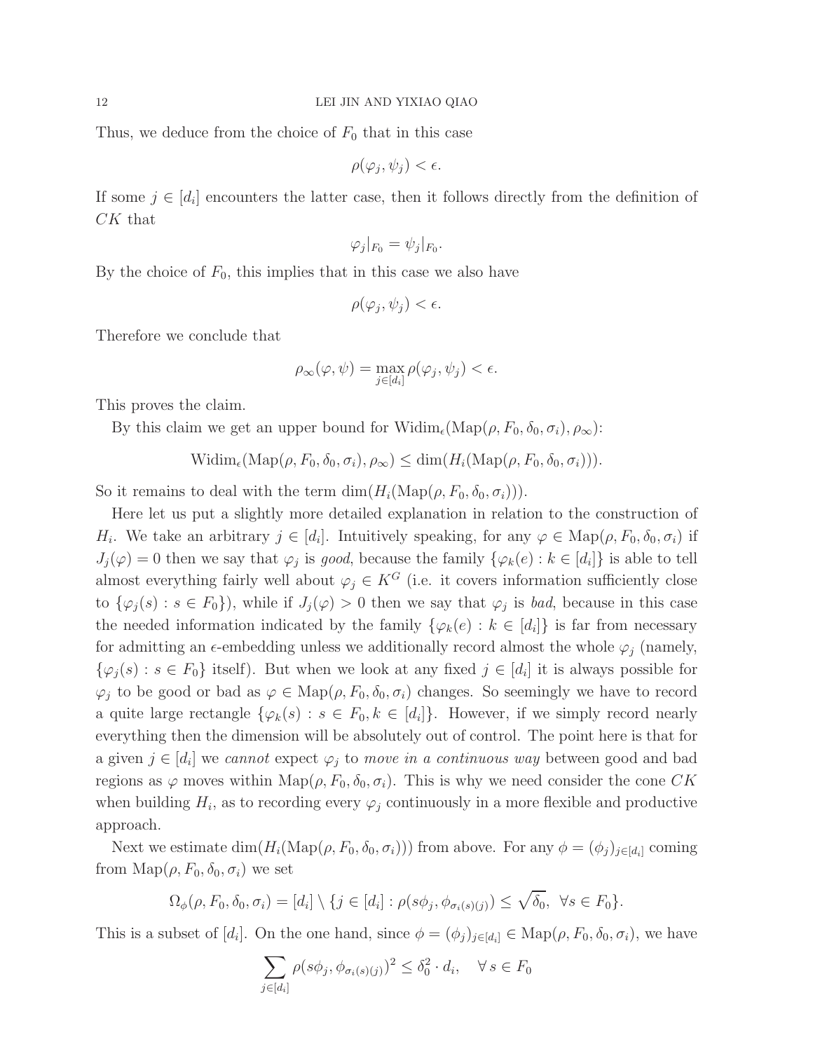Thus, we deduce from the choice of $F_0$ that in this case

$$\rho(\varphi_j, \psi_j) < \epsilon.$$

If some $j \in [d_i]$ encounters the latter case, then it follows directly from the definition of $CK$ that

$$\varphi_j|_{F_0} = \psi_j|_{F_0}.$$

By the choice of $F_0$, this implies that in this case we also have

$$\rho(\varphi_j, \psi_j) < \epsilon.$$

Therefore we conclude that

$$\rho_\infty(\varphi, \psi) = \max_{j \in [d_i]} \rho(\varphi_j, \psi_j) < \epsilon.$$

This proves the claim.

By this claim we get an upper bound for $\mathrm{Widim}_\epsilon(\mathrm{Map}(\rho, F_0, \delta_0, \sigma_i), \rho_\infty)$:

$$\mathrm{Widim}_\epsilon(\mathrm{Map}(\rho, F_0, \delta_0, \sigma_i), \rho_\infty) \leq \dim(H_i(\mathrm{Map}(\rho, F_0, \delta_0, \sigma_i))).$$

So it remains to deal with the term $\dim(H_i(\mathrm{Map}(\rho, F_0, \delta_0, \sigma_i)))$.

Here let us put a slightly more detailed explanation in relation to the construction of $H_i$. We take an arbitrary $j \in [d_i]$. Intuitively speaking, for any $\varphi \in \mathrm{Map}(\rho, F_0, \delta_0, \sigma_i)$ if $J_j(\varphi) = 0$ then we say that $\varphi_j$ is *good*, because the family $\{\varphi_k(e) : k \in [d_i]\}$ is able to tell almost everything fairly well about $\varphi_j \in K^G$ (i.e. it covers information sufficiently close to $\{\varphi_j(s) : s \in F_0\}$), while if $J_j(\varphi) > 0$ then we say that $\varphi_j$ is *bad*, because in this case the needed information indicated by the family $\{\varphi_k(e) : k \in [d_i]\}$ is far from necessary for admitting an $\epsilon$-embedding unless we additionally record almost the whole $\varphi_j$ (namely, $\{\varphi_j(s) : s \in F_0\}$ itself). But when we look at any fixed $j \in [d_i]$ it is always possible for $\varphi_j$ to be good or bad as $\varphi \in \mathrm{Map}(\rho, F_0, \delta_0, \sigma_i)$ changes. So seemingly we have to record a quite large rectangle $\{\varphi_k(s) : s \in F_0, k \in [d_i]\}$. However, if we simply record nearly everything then the dimension will be absolutely out of control. The point here is that for a given $j \in [d_i]$ we *cannot* expect $\varphi_j$ to *move in a continuous way* between good and bad regions as $\varphi$ moves within $\mathrm{Map}(\rho, F_0, \delta_0, \sigma_i)$. This is why we need consider the cone $CK$ when building $H_i$, as to recording every $\varphi_j$ continuously in a more flexible and productive approach.

Next we estimate $\dim(H_i(\mathrm{Map}(\rho, F_0, \delta_0, \sigma_i)))$ from above. For any $\phi = (\phi_j)_{j \in [d_i]}$ coming from $\mathrm{Map}(\rho, F_0, \delta_0, \sigma_i)$ we set

$$\Omega_\phi(\rho, F_0, \delta_0, \sigma_i) = [d_i] \setminus \{j \in [d_i] : \rho(s\phi_j, \phi_{\sigma_i(s)(j)}) \leq \sqrt{\delta_0}, \ \forall s \in F_0\}.$$

This is a subset of $[d_i]$. On the one hand, since $\phi = (\phi_j)_{j \in [d_i]} \in \mathrm{Map}(\rho, F_0, \delta_0, \sigma_i)$, we have

$$\sum_{j \in [d_i]} \rho(s\phi_j, \phi_{\sigma_i(s)(j)})^2 \leq \delta_0^2 \cdot d_i, \quad \forall\, s \in F_0$$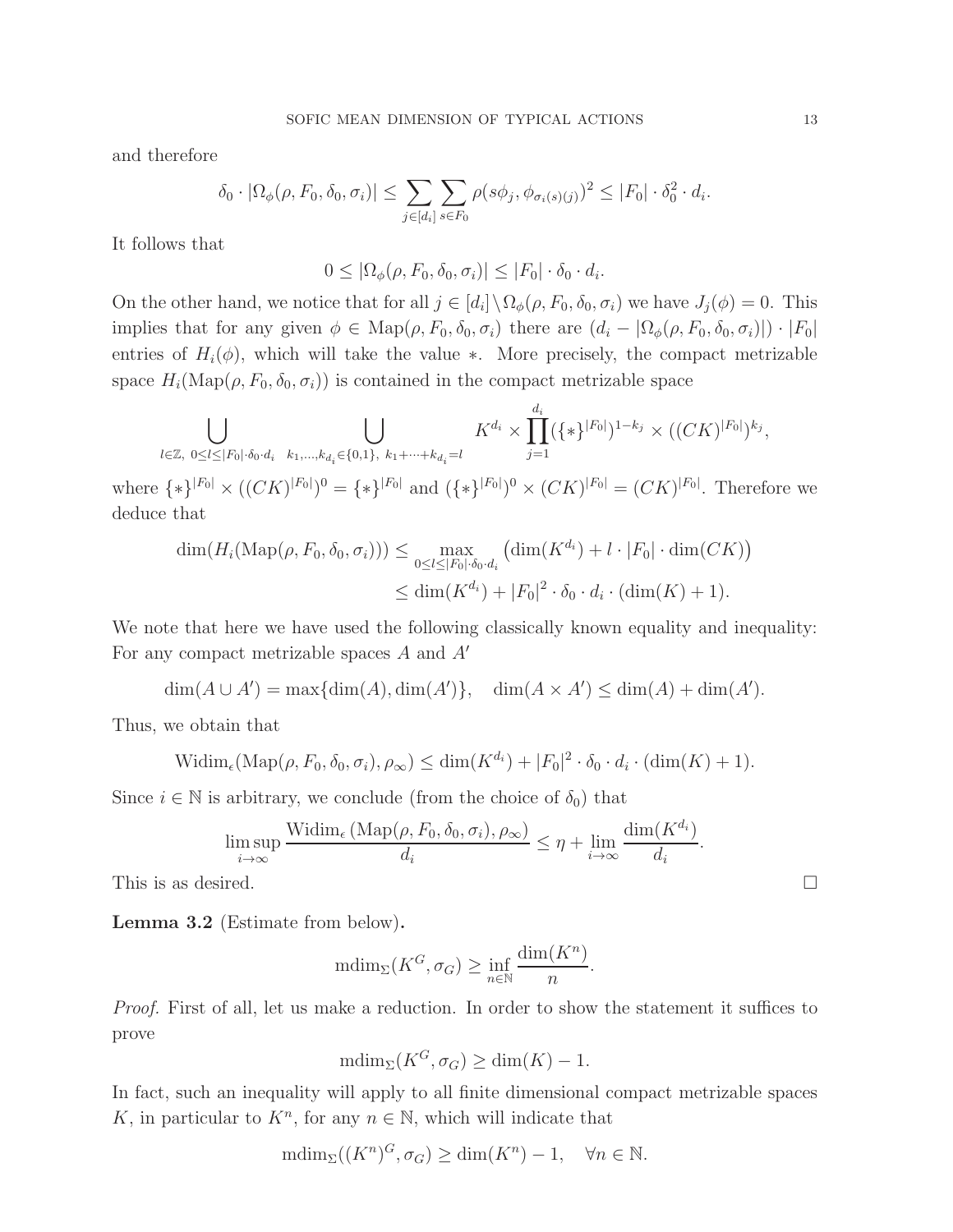and therefore

$$\delta_0 \cdot |\Omega_\phi(\rho, F_0, \delta_0, \sigma_i)| \le \sum_{j \in [d_i]} \sum_{s \in F_0} \rho(s\phi_j, \phi_{\sigma_i(s)(j)})^2 \le |F_0| \cdot \delta_0^2 \cdot d_i.$$

It follows that

$$0 \le |\Omega_\phi(\rho, F_0, \delta_0, \sigma_i)| \le |F_0| \cdot \delta_0 \cdot d_i.$$

On the other hand, we notice that for all $j \in [d_i] \setminus \Omega_\phi(\rho, F_0, \delta_0, \sigma_i)$ we have $J_j(\phi) = 0$. This implies that for any given $\phi \in \mathrm{Map}(\rho, F_0, \delta_0, \sigma_i)$ there are $(d_i - |\Omega_\phi(\rho, F_0, \delta_0, \sigma_i)|) \cdot |F_0|$ entries of $H_i(\phi)$, which will take the value $*$. More precisely, the compact metrizable space $H_i(\mathrm{Map}(\rho, F_0, \delta_0, \sigma_i))$ is contained in the compact metrizable space

$$\bigcup_{l \in \mathbb{Z},\ 0 \le l \le |F_0| \cdot \delta_0 \cdot d_i} \ \bigcup_{k_1, \dots, k_{d_i} \in \{0,1\},\ k_1 + \cdots + k_{d_i} = l} K^{d_i} \times \prod_{j=1}^{d_i} (\{*\}^{|F_0|})^{1-k_j} \times ((CK)^{|F_0|})^{k_j},$$

where $\{*\}^{|F_0|} \times ((CK)^{|F_0|})^0 = \{*\}^{|F_0|}$ and $(\{*\}^{|F_0|})^0 \times (CK)^{|F_0|} = (CK)^{|F_0|}$. Therefore we deduce that

$$\begin{aligned}
\dim(H_i(\mathrm{Map}(\rho, F_0, \delta_0, \sigma_i))) &\le \max_{0 \le l \le |F_0| \cdot \delta_0 \cdot d_i} \left( \dim(K^{d_i}) + l \cdot |F_0| \cdot \dim(CK) \right) \\
&\le \dim(K^{d_i}) + |F_0|^2 \cdot \delta_0 \cdot d_i \cdot (\dim(K) + 1).
\end{aligned}$$

We note that here we have used the following classically known equality and inequality: For any compact metrizable spaces $A$ and $A'$

$$\dim(A \cup A') = \max\{\dim(A), \dim(A')\}, \quad \dim(A \times A') \le \dim(A) + \dim(A').$$

Thus, we obtain that

$$\mathrm{Widim}_\epsilon(\mathrm{Map}(\rho, F_0, \delta_0, \sigma_i), \rho_\infty) \le \dim(K^{d_i}) + |F_0|^2 \cdot \delta_0 \cdot d_i \cdot (\dim(K) + 1).$$

Since $i \in \mathbb{N}$ is arbitrary, we conclude (from the choice of $\delta_0$) that

$$\limsup_{i \to \infty} \frac{\mathrm{Widim}_\epsilon\left(\mathrm{Map}(\rho, F_0, \delta_0, \sigma_i), \rho_\infty\right)}{d_i} \le \eta + \lim_{i \to \infty} \frac{\dim(K^{d_i})}{d_i}.$$

This is as desired. □

**Lemma 3.2** (Estimate from below)**.**

$$\mathrm{mdim}_\Sigma(K^G, \sigma_G) \ge \inf_{n \in \mathbb{N}} \frac{\dim(K^n)}{n}.$$

*Proof.* First of all, let us make a reduction. In order to show the statement it suffices to prove

$$\mathrm{mdim}_\Sigma(K^G, \sigma_G) \ge \dim(K) - 1.$$

In fact, such an inequality will apply to all finite dimensional compact metrizable spaces $K$, in particular to $K^n$, for any $n \in \mathbb{N}$, which will indicate that

$$\mathrm{mdim}_\Sigma((K^n)^G, \sigma_G) \ge \dim(K^n) - 1, \quad \forall n \in \mathbb{N}.$$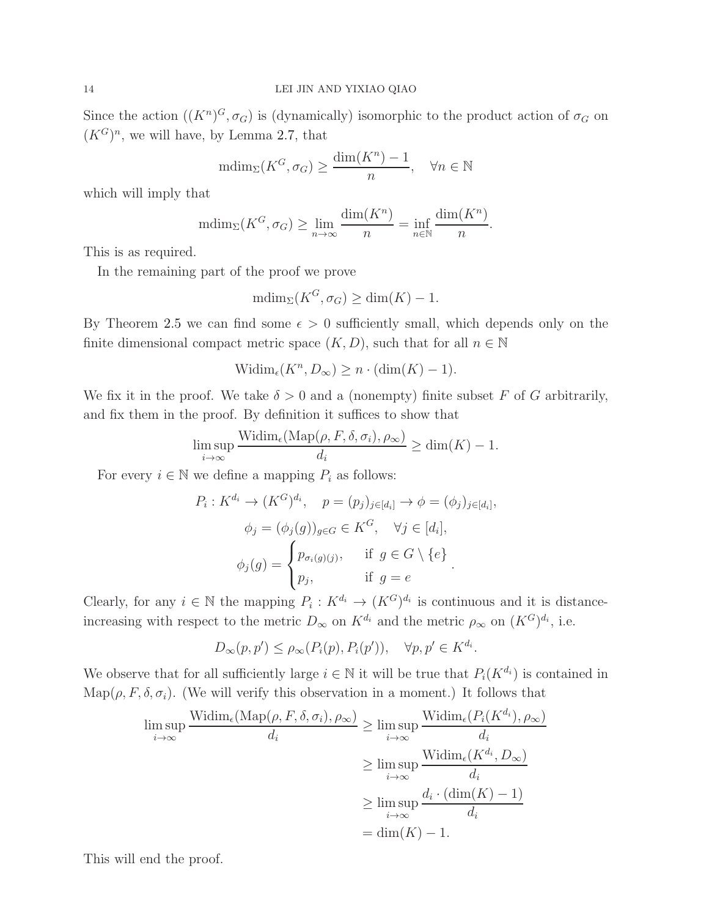Since the action $((K^n)^G, \sigma_G)$ is (dynamically) isomorphic to the product action of $\sigma_G$ on $(K^G)^n$, we will have, by Lemma 2.7, that

$$\mathrm{mdim}_\Sigma(K^G, \sigma_G) \geq \frac{\dim(K^n) - 1}{n}, \quad \forall n \in \mathbb{N}$$

which will imply that

$$\mathrm{mdim}_\Sigma(K^G, \sigma_G) \geq \lim_{n \to \infty} \frac{\dim(K^n)}{n} = \inf_{n \in \mathbb{N}} \frac{\dim(K^n)}{n}.$$

This is as required.

In the remaining part of the proof we prove

$$\mathrm{mdim}_\Sigma(K^G, \sigma_G) \geq \dim(K) - 1.$$

By Theorem 2.5 we can find some $\epsilon > 0$ sufficiently small, which depends only on the finite dimensional compact metric space $(K, D)$, such that for all $n \in \mathbb{N}$

$$\mathrm{Widim}_\epsilon(K^n, D_\infty) \geq n \cdot (\dim(K) - 1).$$

We fix it in the proof. We take $\delta > 0$ and a (nonempty) finite subset $F$ of $G$ arbitrarily, and fix them in the proof. By definition it suffices to show that

$$\limsup_{i \to \infty} \frac{\mathrm{Widim}_\epsilon(\mathrm{Map}(\rho, F, \delta, \sigma_i), \rho_\infty)}{d_i} \geq \dim(K) - 1.$$

For every $i \in \mathbb{N}$ we define a mapping $P_i$ as follows:

$$P_i : K^{d_i} \to (K^G)^{d_i}, \quad p = (p_j)_{j \in [d_i]} \to \phi = (\phi_j)_{j \in [d_i]},$$

$$\phi_j = (\phi_j(g))_{g \in G} \in K^G, \quad \forall j \in [d_i],$$

$$\phi_j(g) = \begin{cases} p_{\sigma_i(g)(j)}, & \text{if } g \in G \setminus \{e\} \\ p_j, & \text{if } g = e \end{cases}.$$

Clearly, for any $i \in \mathbb{N}$ the mapping $P_i : K^{d_i} \to (K^G)^{d_i}$ is continuous and it is distance-increasing with respect to the metric $D_\infty$ on $K^{d_i}$ and the metric $\rho_\infty$ on $(K^G)^{d_i}$, i.e.

$$D_\infty(p, p') \leq \rho_\infty(P_i(p), P_i(p')), \quad \forall p, p' \in K^{d_i}.$$

We observe that for all sufficiently large $i \in \mathbb{N}$ it will be true that $P_i(K^{d_i})$ is contained in $\mathrm{Map}(\rho, F, \delta, \sigma_i)$. (We will verify this observation in a moment.) It follows that

$$\begin{aligned}
\limsup_{i \to \infty} \frac{\mathrm{Widim}_\epsilon(\mathrm{Map}(\rho, F, \delta, \sigma_i), \rho_\infty)}{d_i} &\geq \limsup_{i \to \infty} \frac{\mathrm{Widim}_\epsilon(P_i(K^{d_i}), \rho_\infty)}{d_i} \\
&\geq \limsup_{i \to \infty} \frac{\mathrm{Widim}_\epsilon(K^{d_i}, D_\infty)}{d_i} \\
&\geq \limsup_{i \to \infty} \frac{d_i \cdot (\dim(K) - 1)}{d_i} \\
&= \dim(K) - 1.
\end{aligned}$$

This will end the proof.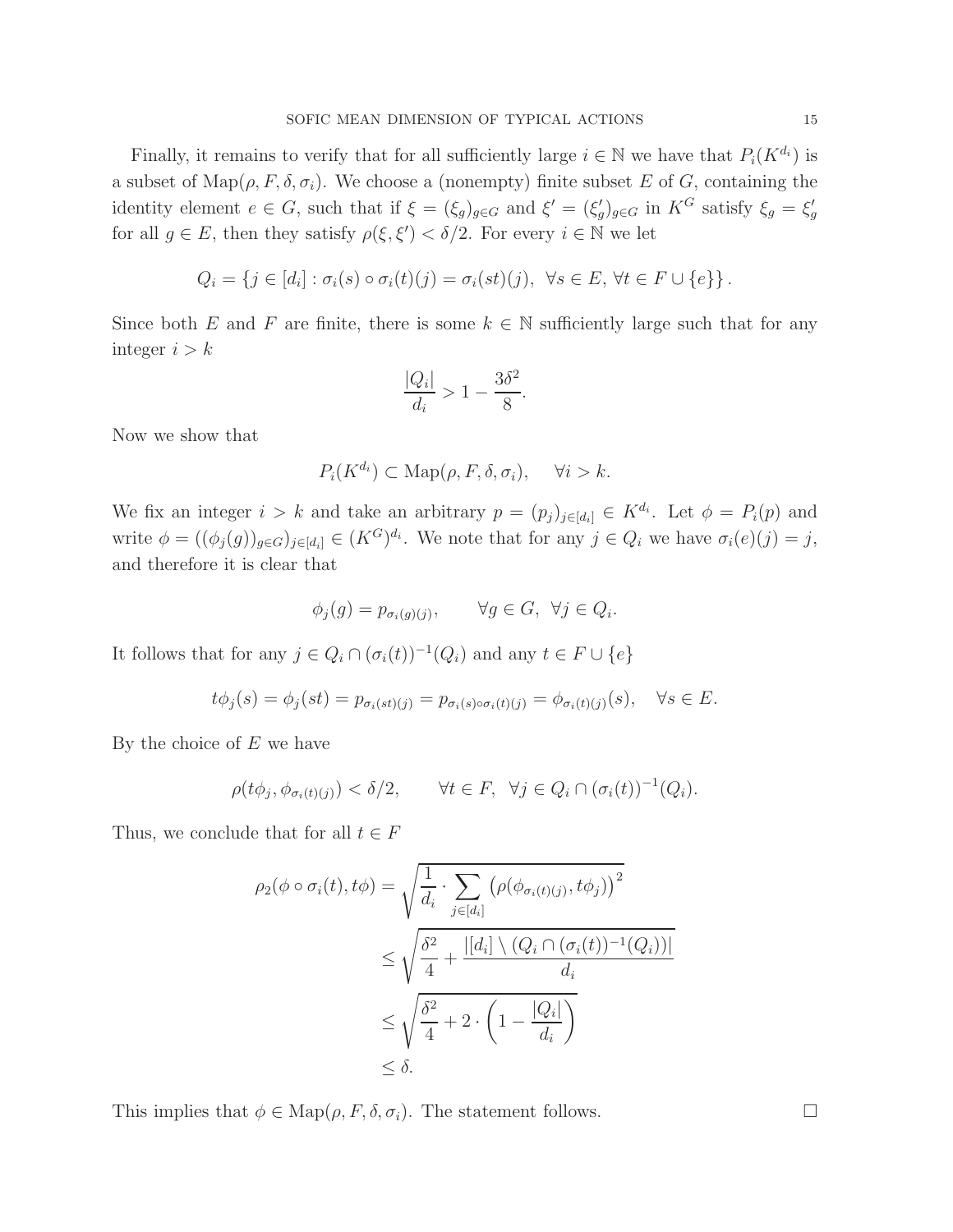Finally, it remains to verify that for all sufficiently large $i \in \mathbb{N}$ we have that $P_i(K^{d_i})$ is a subset of $\mathrm{Map}(\rho, F, \delta, \sigma_i)$. We choose a (nonempty) finite subset $E$ of $G$, containing the identity element $e \in G$, such that if $\xi = (\xi_g)_{g\in G}$ and $\xi' = (\xi'_g)_{g\in G}$ in $K^G$ satisfy $\xi_g = \xi'_g$ for all $g \in E$, then they satisfy $\rho(\xi, \xi') < \delta/2$. For every $i \in \mathbb{N}$ we let

$$Q_i = \{j \in [d_i] : \sigma_i(s) \circ \sigma_i(t)(j) = \sigma_i(st)(j), \;\; \forall s \in E, \forall t \in F \cup \{e\}\}.$$

Since both $E$ and $F$ are finite, there is some $k \in \mathbb{N}$ sufficiently large such that for any integer $i > k$

$$\frac{|Q_i|}{d_i} > 1 - \frac{3\delta^2}{8}.$$

Now we show that

$$P_i(K^{d_i}) \subset \mathrm{Map}(\rho, F, \delta, \sigma_i), \quad \forall i > k.$$

We fix an integer $i > k$ and take an arbitrary $p = (p_j)_{j\in[d_i]} \in K^{d_i}$. Let $\phi = P_i(p)$ and write $\phi = ((\phi_j(g))_{g\in G})_{j\in[d_i]} \in (K^G)^{d_i}$. We note that for any $j \in Q_i$ we have $\sigma_i(e)(j) = j$, and therefore it is clear that

$$\phi_j(g) = p_{\sigma_i(g)(j)}, \qquad \forall g \in G, \;\; \forall j \in Q_i.$$

It follows that for any $j \in Q_i \cap (\sigma_i(t))^{-1}(Q_i)$ and any $t \in F \cup \{e\}$

$$t\phi_j(s) = \phi_j(st) = p_{\sigma_i(st)(j)} = p_{\sigma_i(s)\circ\sigma_i(t)(j)} = \phi_{\sigma_i(t)(j)}(s), \quad \forall s \in E.$$

By the choice of $E$ we have

$$\rho(t\phi_j, \phi_{\sigma_i(t)(j)}) < \delta/2, \qquad \forall t \in F, \;\; \forall j \in Q_i \cap (\sigma_i(t))^{-1}(Q_i).$$

Thus, we conclude that for all $t \in F$

$$\begin{aligned}
\rho_2(\phi \circ \sigma_i(t), t\phi) &= \sqrt{\frac{1}{d_i} \cdot \sum_{j\in[d_i]} \left(\rho(\phi_{\sigma_i(t)(j)}, t\phi_j)\right)^2} \\
&\le \sqrt{\frac{\delta^2}{4} + \frac{|[d_i] \setminus (Q_i \cap (\sigma_i(t))^{-1}(Q_i))|}{d_i}} \\
&\le \sqrt{\frac{\delta^2}{4} + 2 \cdot \left(1 - \frac{|Q_i|}{d_i}\right)} \\
&\le \delta.
\end{aligned}$$

This implies that $\phi \in \mathrm{Map}(\rho, F, \delta, \sigma_i)$. The statement follows. $\square$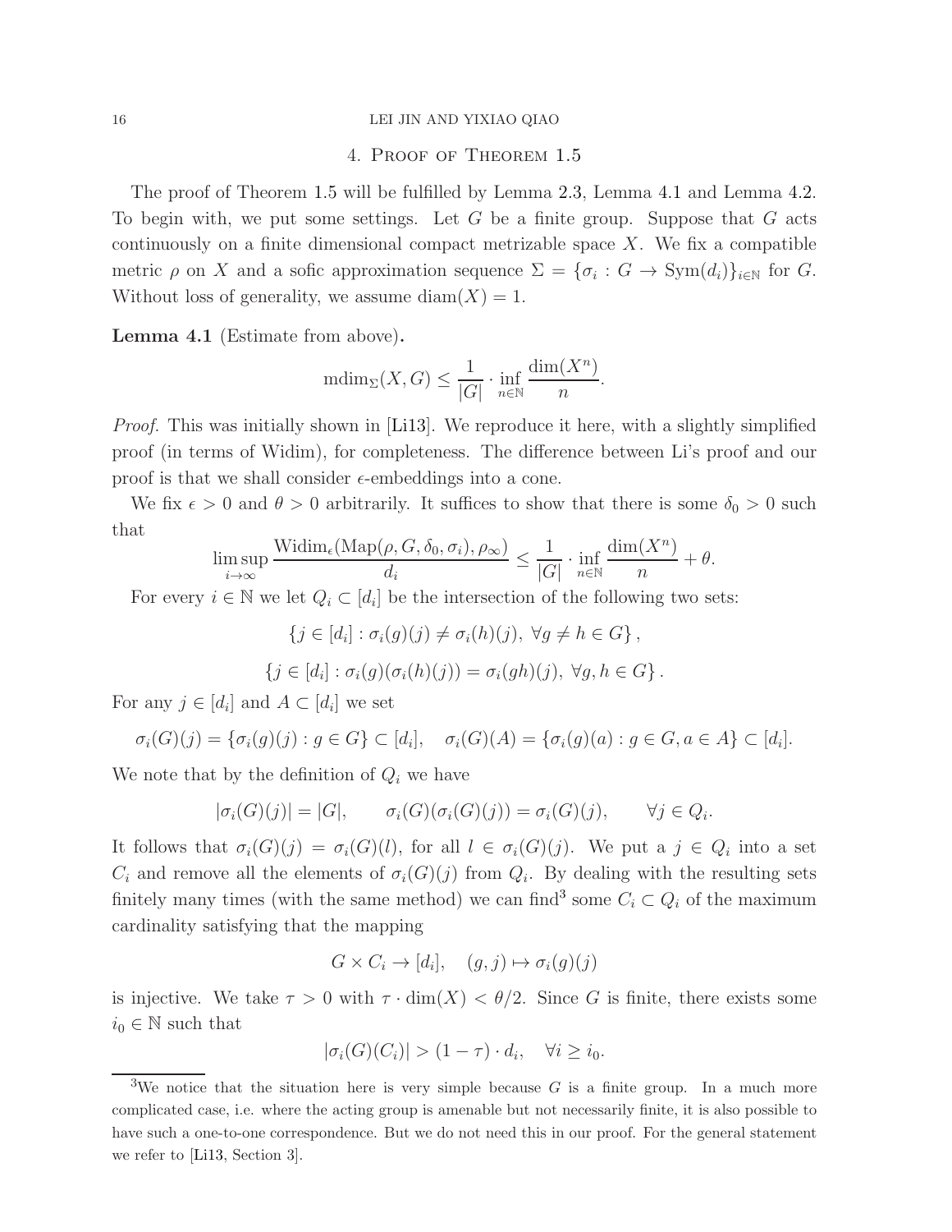## 4. Proof of Theorem 1.5

The proof of Theorem 1.5 will be fulfilled by Lemma 2.3, Lemma 4.1 and Lemma 4.2. To begin with, we put some settings. Let $G$ be a finite group. Suppose that $G$ acts continuously on a finite dimensional compact metrizable space $X$. We fix a compatible metric $\rho$ on $X$ and a sofic approximation sequence $\Sigma = \{\sigma_i : G \to \mathrm{Sym}(d_i)\}_{i\in\mathbb{N}}$ for $G$. Without loss of generality, we assume $\mathrm{diam}(X) = 1$.

**Lemma 4.1** (Estimate from above)**.**

$$\mathrm{mdim}_\Sigma(X, G) \leq \frac{1}{|G|} \cdot \inf_{n\in\mathbb{N}} \frac{\dim(X^n)}{n}.$$

*Proof.* This was initially shown in [**Li13**]. We reproduce it here, with a slightly simplified proof (in terms of Widim), for completeness. The difference between Li's proof and our proof is that we shall consider $\epsilon$-embeddings into a cone.

We fix $\epsilon > 0$ and $\theta > 0$ arbitrarily. It suffices to show that there is some $\delta_0 > 0$ such that

$$\limsup_{i\to\infty} \frac{\mathrm{Widim}_\epsilon(\mathrm{Map}(\rho, G, \delta_0, \sigma_i), \rho_\infty)}{d_i} \leq \frac{1}{|G|} \cdot \inf_{n\in\mathbb{N}} \frac{\dim(X^n)}{n} + \theta.$$

For every $i \in \mathbb{N}$ we let $Q_i \subset [d_i]$ be the intersection of the following two sets:

$$\{j \in [d_i] : \sigma_i(g)(j) \neq \sigma_i(h)(j),\ \forall g \neq h \in G\},$$

$$\{j \in [d_i] : \sigma_i(g)(\sigma_i(h)(j)) = \sigma_i(gh)(j),\ \forall g, h \in G\}.$$

For any $j \in [d_i]$ and $A \subset [d_i]$ we set

$$\sigma_i(G)(j) = \{\sigma_i(g)(j) : g \in G\} \subset [d_i], \quad \sigma_i(G)(A) = \{\sigma_i(g)(a) : g \in G, a \in A\} \subset [d_i].$$

We note that by the definition of $Q_i$ we have

$$|\sigma_i(G)(j)| = |G|, \qquad \sigma_i(G)(\sigma_i(G)(j)) = \sigma_i(G)(j), \qquad \forall j \in Q_i.$$

It follows that $\sigma_i(G)(j) = \sigma_i(G)(l)$, for all $l \in \sigma_i(G)(j)$. We put a $j \in Q_i$ into a set $C_i$ and remove all the elements of $\sigma_i(G)(j)$ from $Q_i$. By dealing with the resulting sets finitely many times (with the same method) we can find[3] some $C_i \subset Q_i$ of the maximum cardinality satisfying that the mapping

$$G \times C_i \to [d_i], \quad (g, j) \mapsto \sigma_i(g)(j)$$

is injective. We take $\tau > 0$ with $\tau \cdot \dim(X) < \theta/2$. Since $G$ is finite, there exists some $i_0 \in \mathbb{N}$ such that

$$|\sigma_i(G)(C_i)| > (1 - \tau) \cdot d_i, \quad \forall i \geq i_0.$$

[3] We notice that the situation here is very simple because $G$ is a finite group. In a much more complicated case, i.e. where the acting group is amenable but not necessarily finite, it is also possible to have such a one-to-one correspondence. But we do not need this in our proof. For the general statement we refer to [**Li13**, Section 3].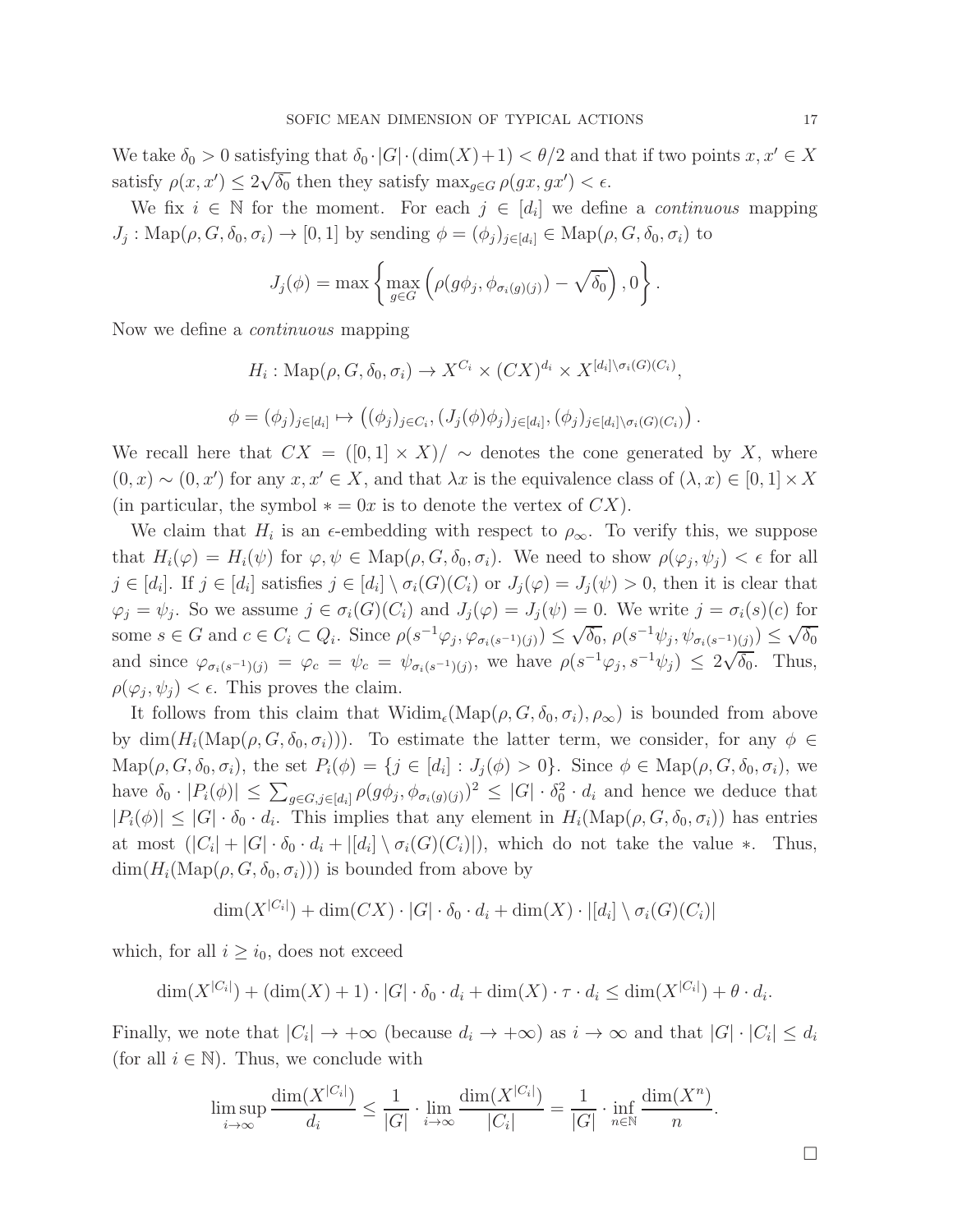We take $\delta_0 > 0$ satisfying that $\delta_0 \cdot |G| \cdot (\dim(X)+1) < \theta/2$ and that if two points $x, x' \in X$ satisfy $\rho(x,x') \le 2\sqrt{\delta_0}$ then they satisfy $\max_{g\in G} \rho(gx, gx') < \epsilon$.

We fix $i \in \mathbb{N}$ for the moment. For each $j \in [d_i]$ we define a *continuous* mapping $J_j : \mathrm{Map}(\rho, G, \delta_0, \sigma_i) \to [0,1]$ by sending $\phi = (\phi_j)_{j\in[d_i]} \in \mathrm{Map}(\rho, G, \delta_0, \sigma_i)$ to

$$J_j(\phi) = \max\left\{ \max_{g\in G} \left( \rho(g\phi_j, \phi_{\sigma_i(g)(j)}) - \sqrt{\delta_0} \right), 0 \right\}.$$

Now we define a *continuous* mapping

$$H_i : \mathrm{Map}(\rho, G, \delta_0, \sigma_i) \to X^{C_i} \times (CX)^{d_i} \times X^{[d_i]\setminus \sigma_i(G)(C_i)},$$

$$\phi = (\phi_j)_{j\in[d_i]} \mapsto \left( (\phi_j)_{j\in C_i}, (J_j(\phi)\phi_j)_{j\in[d_i]}, (\phi_j)_{j\in[d_i]\setminus\sigma_i(G)(C_i)} \right).$$

We recall here that $CX = ([0,1]\times X)/\sim$ denotes the cone generated by $X$, where $(0,x) \sim (0,x')$ for any $x, x' \in X$, and that $\lambda x$ is the equivalence class of $(\lambda, x) \in [0,1]\times X$ (in particular, the symbol $* = 0x$ is to denote the vertex of $CX$).

We claim that $H_i$ is an $\epsilon$-embedding with respect to $\rho_\infty$. To verify this, we suppose that $H_i(\varphi) = H_i(\psi)$ for $\varphi, \psi \in \mathrm{Map}(\rho, G, \delta_0, \sigma_i)$. We need to show $\rho(\varphi_j, \psi_j) < \epsilon$ for all $j \in [d_i]$. If $j \in [d_i]$ satisfies $j \in [d_i]\setminus\sigma_i(G)(C_i)$ or $J_j(\varphi) = J_j(\psi) > 0$, then it is clear that $\varphi_j = \psi_j$. So we assume $j \in \sigma_i(G)(C_i)$ and $J_j(\varphi) = J_j(\psi) = 0$. We write $j = \sigma_i(s)(c)$ for some $s \in G$ and $c \in C_i \subset Q_i$. Since $\rho(s^{-1}\varphi_j, \varphi_{\sigma_i(s^{-1})(j)}) \le \sqrt{\delta_0}$, $\rho(s^{-1}\psi_j, \psi_{\sigma_i(s^{-1})(j)}) \le \sqrt{\delta_0}$ and since $\varphi_{\sigma_i(s^{-1})(j)} = \varphi_c = \psi_c = \psi_{\sigma_i(s^{-1})(j)}$, we have $\rho(s^{-1}\varphi_j, s^{-1}\psi_j) \le 2\sqrt{\delta_0}$. Thus, $\rho(\varphi_j, \psi_j) < \epsilon$. This proves the claim.

It follows from this claim that $\mathrm{Widim}_\epsilon(\mathrm{Map}(\rho, G, \delta_0, \sigma_i), \rho_\infty)$ is bounded from above by $\dim(H_i(\mathrm{Map}(\rho, G, \delta_0, \sigma_i)))$. To estimate the latter term, we consider, for any $\phi \in \mathrm{Map}(\rho, G, \delta_0, \sigma_i)$, the set $P_i(\phi) = \{j \in [d_i] : J_j(\phi) > 0\}$. Since $\phi \in \mathrm{Map}(\rho, G, \delta_0, \sigma_i)$, we have $\delta_0 \cdot |P_i(\phi)| \le \sum_{g\in G, j\in[d_i]} \rho(g\phi_j, \phi_{\sigma_i(g)(j)})^2 \le |G| \cdot \delta_0^2 \cdot d_i$ and hence we deduce that $|P_i(\phi)| \le |G| \cdot \delta_0 \cdot d_i$. This implies that any element in $H_i(\mathrm{Map}(\rho, G, \delta_0, \sigma_i))$ has entries at most $(|C_i| + |G| \cdot \delta_0 \cdot d_i + |[d_i]\setminus\sigma_i(G)(C_i)|)$, which do not take the value $*$. Thus, $\dim(H_i(\mathrm{Map}(\rho, G, \delta_0, \sigma_i)))$ is bounded from above by

$$\dim(X^{|C_i|}) + \dim(CX) \cdot |G| \cdot \delta_0 \cdot d_i + \dim(X) \cdot |[d_i]\setminus\sigma_i(G)(C_i)|$$

which, for all $i \ge i_0$, does not exceed

$$\dim(X^{|C_i|}) + (\dim(X)+1) \cdot |G| \cdot \delta_0 \cdot d_i + \dim(X) \cdot \tau \cdot d_i \le \dim(X^{|C_i|}) + \theta \cdot d_i.$$

Finally, we note that $|C_i| \to +\infty$ (because $d_i \to +\infty$) as $i \to \infty$ and that $|G| \cdot |C_i| \le d_i$ (for all $i \in \mathbb{N}$). Thus, we conclude with

$$\limsup_{i\to\infty} \frac{\dim(X^{|C_i|})}{d_i} \le \frac{1}{|G|} \cdot \lim_{i\to\infty} \frac{\dim(X^{|C_i|})}{|C_i|} = \frac{1}{|G|} \cdot \inf_{n\in\mathbb{N}} \frac{\dim(X^n)}{n}.$$

□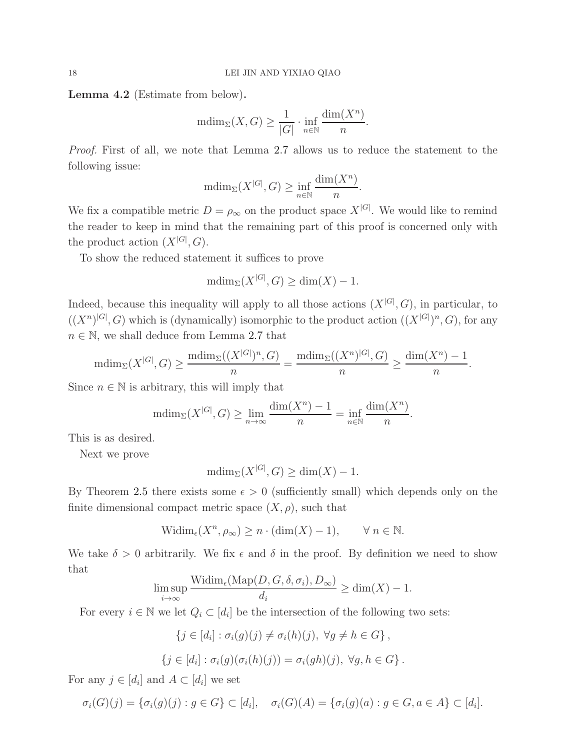**Lemma 4.2** (Estimate from below)**.**

$$\mathrm{mdim}_\Sigma(X,G) \geq \frac{1}{|G|} \cdot \inf_{n\in\mathbb{N}} \frac{\dim(X^n)}{n}.$$

*Proof.* First of all, we note that Lemma 2.7 allows us to reduce the statement to the following issue:

$$\mathrm{mdim}_\Sigma(X^{|G|},G) \geq \inf_{n\in\mathbb{N}} \frac{\dim(X^n)}{n}.$$

We fix a compatible metric $D=\rho_\infty$ on the product space $X^{|G|}$. We would like to remind the reader to keep in mind that the remaining part of this proof is concerned only with the product action $(X^{|G|},G)$.

To show the reduced statement it suffices to prove

$$\mathrm{mdim}_\Sigma(X^{|G|},G) \geq \dim(X)-1.$$

Indeed, because this inequality will apply to all those actions $(X^{|G|},G)$, in particular, to $((X^n)^{|G|},G)$ which is (dynamically) isomorphic to the product action $((X^{|G|})^n,G)$, for any $n\in\mathbb{N}$, we shall deduce from Lemma 2.7 that

$$\mathrm{mdim}_\Sigma(X^{|G|},G) \geq \frac{\mathrm{mdim}_\Sigma((X^{|G|})^n,G)}{n} = \frac{\mathrm{mdim}_\Sigma((X^n)^{|G|},G)}{n} \geq \frac{\dim(X^n)-1}{n}.$$

Since $n\in\mathbb{N}$ is arbitrary, this will imply that

$$\mathrm{mdim}_\Sigma(X^{|G|},G) \geq \lim_{n\to\infty} \frac{\dim(X^n)-1}{n} = \inf_{n\in\mathbb{N}} \frac{\dim(X^n)}{n}.$$

This is as desired.

Next we prove

$$\mathrm{mdim}_\Sigma(X^{|G|},G) \geq \dim(X)-1.$$

By Theorem 2.5 there exists some $\epsilon>0$ (sufficiently small) which depends only on the finite dimensional compact metric space $(X,\rho)$, such that

$$\mathrm{Widim}_\epsilon(X^n,\rho_\infty) \geq n\cdot(\dim(X)-1), \qquad \forall\, n\in\mathbb{N}.$$

We take $\delta>0$ arbitrarily. We fix $\epsilon$ and $\delta$ in the proof. By definition we need to show that

$$\limsup_{i\to\infty} \frac{\mathrm{Widim}_\epsilon(\mathrm{Map}(D,G,\delta,\sigma_i),D_\infty)}{d_i} \geq \dim(X)-1.$$

For every $i\in\mathbb{N}$ we let $Q_i\subset[d_i]$ be the intersection of the following two sets:

$$\{j\in[d_i]:\sigma_i(g)(j)\neq\sigma_i(h)(j),\ \forall g\neq h\in G\},$$

$$\{j\in[d_i]:\sigma_i(g)(\sigma_i(h)(j))=\sigma_i(gh)(j),\ \forall g,h\in G\}.$$

For any $j\in[d_i]$ and $A\subset[d_i]$ we set

$$\sigma_i(G)(j)=\{\sigma_i(g)(j):g\in G\}\subset[d_i], \quad \sigma_i(G)(A)=\{\sigma_i(g)(a):g\in G,a\in A\}\subset[d_i].$$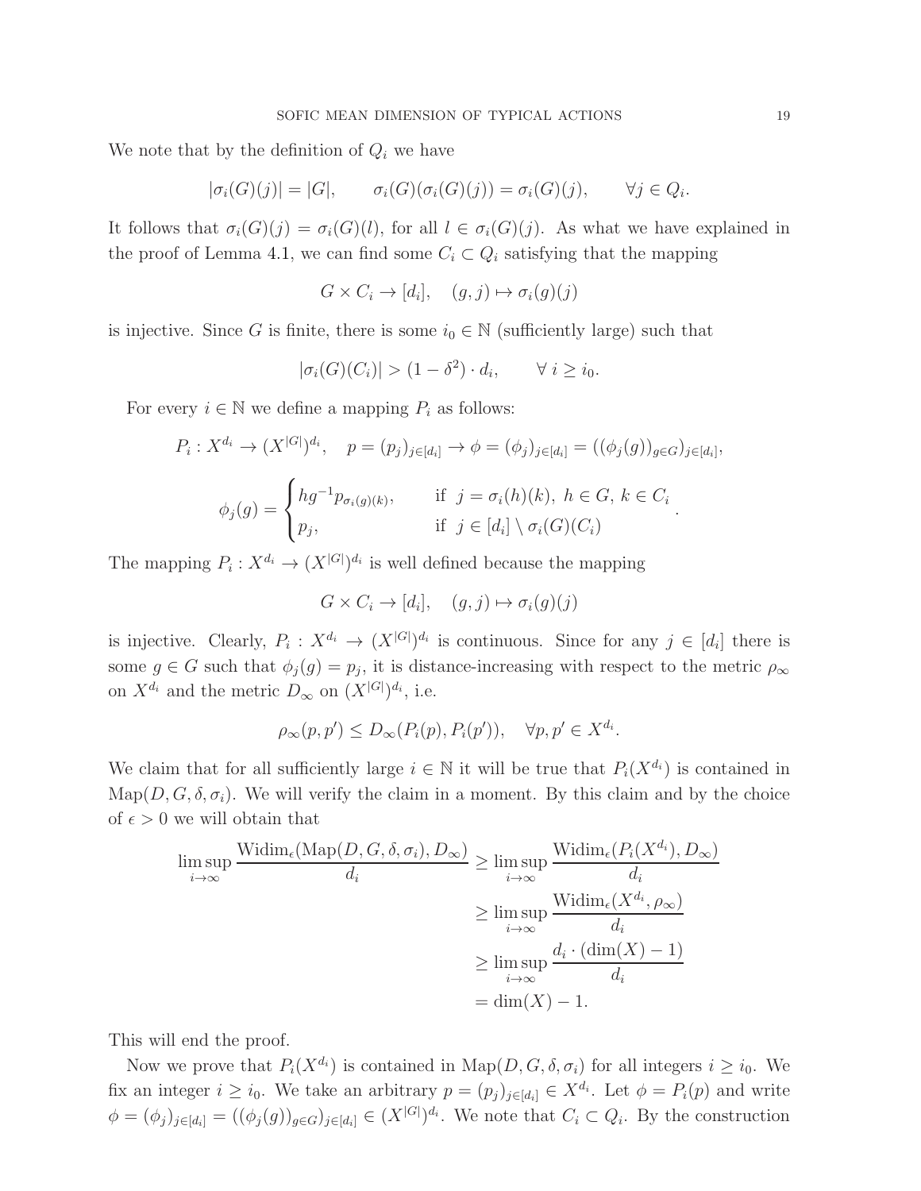We note that by the definition of $Q_i$ we have

$$|\sigma_i(G)(j)| = |G|, \qquad \sigma_i(G)(\sigma_i(G)(j)) = \sigma_i(G)(j), \qquad \forall j \in Q_i.$$

It follows that $\sigma_i(G)(j) = \sigma_i(G)(l)$, for all $l \in \sigma_i(G)(j)$. As what we have explained in the proof of Lemma 4.1, we can find some $C_i \subset Q_i$ satisfying that the mapping

$$G \times C_i \to [d_i], \quad (g, j) \mapsto \sigma_i(g)(j)$$

is injective. Since $G$ is finite, there is some $i_0 \in \mathbb{N}$ (sufficiently large) such that

$$|\sigma_i(G)(C_i)| > (1 - \delta^2) \cdot d_i, \qquad \forall\ i \geq i_0.$$

For every $i \in \mathbb{N}$ we define a mapping $P_i$ as follows:

$$P_i : X^{d_i} \to (X^{|G|})^{d_i}, \quad p = (p_j)_{j \in [d_i]} \to \phi = (\phi_j)_{j \in [d_i]} = ((\phi_j(g))_{g \in G})_{j \in [d_i]},$$

$$\phi_j(g) = \begin{cases} hg^{-1}p_{\sigma_i(g)(k)}, & \text{if } \ j = \sigma_i(h)(k),\ h \in G,\ k \in C_i \\ p_j, & \text{if } \ j \in [d_i] \setminus \sigma_i(G)(C_i) \end{cases}.$$

The mapping $P_i : X^{d_i} \to (X^{|G|})^{d_i}$ is well defined because the mapping

$$G \times C_i \to [d_i], \quad (g, j) \mapsto \sigma_i(g)(j)$$

is injective. Clearly, $P_i : X^{d_i} \to (X^{|G|})^{d_i}$ is continuous. Since for any $j \in [d_i]$ there is some $g \in G$ such that $\phi_j(g) = p_j$, it is distance-increasing with respect to the metric $\rho_\infty$ on $X^{d_i}$ and the metric $D_\infty$ on $(X^{|G|})^{d_i}$, i.e.

$$\rho_\infty(p, p') \leq D_\infty(P_i(p), P_i(p')), \quad \forall p, p' \in X^{d_i}.$$

We claim that for all sufficiently large $i \in \mathbb{N}$ it will be true that $P_i(X^{d_i})$ is contained in $\mathrm{Map}(D, G, \delta, \sigma_i)$. We will verify the claim in a moment. By this claim and by the choice of $\epsilon > 0$ we will obtain that

$$\begin{aligned}
\limsup_{i \to \infty} \frac{\mathrm{Widim}_\epsilon(\mathrm{Map}(D, G, \delta, \sigma_i), D_\infty)}{d_i} &\geq \limsup_{i \to \infty} \frac{\mathrm{Widim}_\epsilon(P_i(X^{d_i}), D_\infty)}{d_i} \\
&\geq \limsup_{i \to \infty} \frac{\mathrm{Widim}_\epsilon(X^{d_i}, \rho_\infty)}{d_i} \\
&\geq \limsup_{i \to \infty} \frac{d_i \cdot (\dim(X) - 1)}{d_i} \\
&= \dim(X) - 1.
\end{aligned}$$

This will end the proof.

Now we prove that $P_i(X^{d_i})$ is contained in $\mathrm{Map}(D, G, \delta, \sigma_i)$ for all integers $i \geq i_0$. We fix an integer $i \geq i_0$. We take an arbitrary $p = (p_j)_{j \in [d_i]} \in X^{d_i}$. Let $\phi = P_i(p)$ and write $\phi = (\phi_j)_{j \in [d_i]} = ((\phi_j(g))_{g \in G})_{j \in [d_i]} \in (X^{|G|})^{d_i}$. We note that $C_i \subset Q_i$. By the construction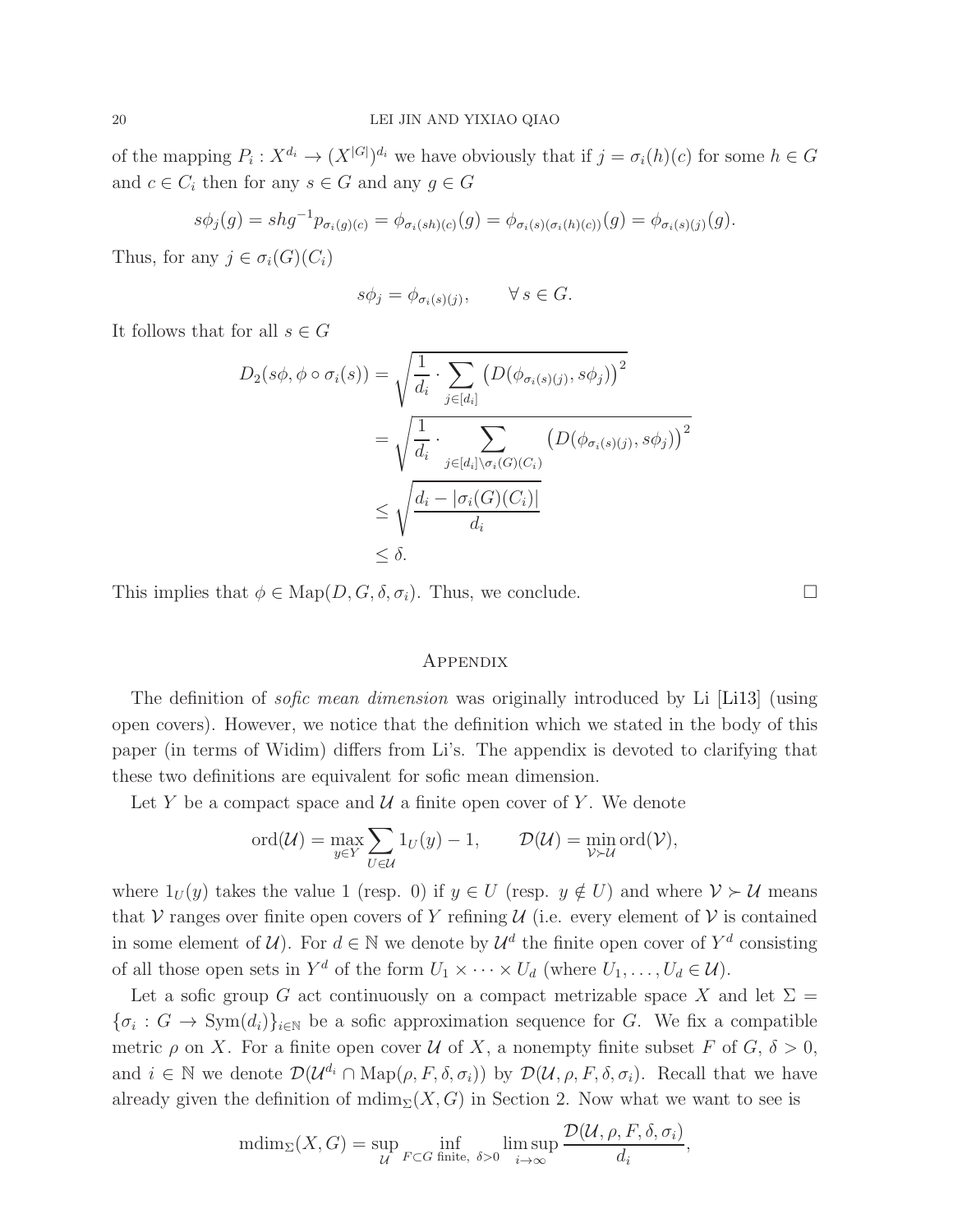of the mapping $P_i : X^{d_i} \to (X^{|G|})^{d_i}$ we have obviously that if $j = \sigma_i(h)(c)$ for some $h \in G$ and $c \in C_i$ then for any $s \in G$ and any $g \in G$

$$s\phi_j(g) = shg^{-1}p_{\sigma_i(g)(c)} = \phi_{\sigma_i(sh)(c)}(g) = \phi_{\sigma_i(s)(\sigma_i(h)(c))}(g) = \phi_{\sigma_i(s)(j)}(g).$$

Thus, for any $j \in \sigma_i(G)(C_i)$

$$s\phi_j = \phi_{\sigma_i(s)(j)}, \qquad \forall\, s \in G.$$

It follows that for all $s \in G$

$$\begin{aligned}
D_2(s\phi, \phi \circ \sigma_i(s)) &= \sqrt{\frac{1}{d_i} \cdot \sum_{j \in [d_i]} \left(D(\phi_{\sigma_i(s)(j)}, s\phi_j)\right)^2} \\
&= \sqrt{\frac{1}{d_i} \cdot \sum_{j \in [d_i] \setminus \sigma_i(G)(C_i)} \left(D(\phi_{\sigma_i(s)(j)}, s\phi_j)\right)^2} \\
&\leq \sqrt{\frac{d_i - |\sigma_i(G)(C_i)|}{d_i}} \\
&\leq \delta.
\end{aligned}$$

This implies that $\phi \in \mathrm{Map}(D, G, \delta, \sigma_i)$. Thus, we conclude. $\square$

## Appendix

The definition of *sofic mean dimension* was originally introduced by Li [Li13] (using open covers). However, we notice that the definition which we stated in the body of this paper (in terms of Widim) differs from Li's. The appendix is devoted to clarifying that these two definitions are equivalent for sofic mean dimension.

Let $Y$ be a compact space and $\mathcal{U}$ a finite open cover of $Y$. We denote

$$\mathrm{ord}(\mathcal{U}) = \max_{y \in Y} \sum_{U \in \mathcal{U}} 1_U(y) - 1, \qquad \mathcal{D}(\mathcal{U}) = \min_{\mathcal{V} \succ \mathcal{U}} \mathrm{ord}(\mathcal{V}),$$

where $1_U(y)$ takes the value 1 (resp. 0) if $y \in U$ (resp. $y \notin U$) and where $\mathcal{V} \succ \mathcal{U}$ means that $\mathcal{V}$ ranges over finite open covers of $Y$ refining $\mathcal{U}$ (i.e. every element of $\mathcal{V}$ is contained in some element of $\mathcal{U}$). For $d \in \mathbb{N}$ we denote by $\mathcal{U}^d$ the finite open cover of $Y^d$ consisting of all those open sets in $Y^d$ of the form $U_1 \times \cdots \times U_d$ (where $U_1, \ldots, U_d \in \mathcal{U}$).

Let a sofic group $G$ act continuously on a compact metrizable space $X$ and let $\Sigma = \{\sigma_i : G \to \mathrm{Sym}(d_i)\}_{i \in \mathbb{N}}$ be a sofic approximation sequence for $G$. We fix a compatible metric $\rho$ on $X$. For a finite open cover $\mathcal{U}$ of $X$, a nonempty finite subset $F$ of $G$, $\delta > 0$, and $i \in \mathbb{N}$ we denote $\mathcal{D}(\mathcal{U}^{d_i} \cap \mathrm{Map}(\rho, F, \delta, \sigma_i))$ by $\mathcal{D}(\mathcal{U}, \rho, F, \delta, \sigma_i)$. Recall that we have already given the definition of $\mathrm{mdim}_\Sigma(X, G)$ in Section 2. Now what we want to see is

$$\mathrm{mdim}_\Sigma(X, G) = \sup_{\mathcal{U}} \inf_{F \subset G \text{ finite},\ \delta > 0} \limsup_{i \to \infty} \frac{\mathcal{D}(\mathcal{U}, \rho, F, \delta, \sigma_i)}{d_i},$$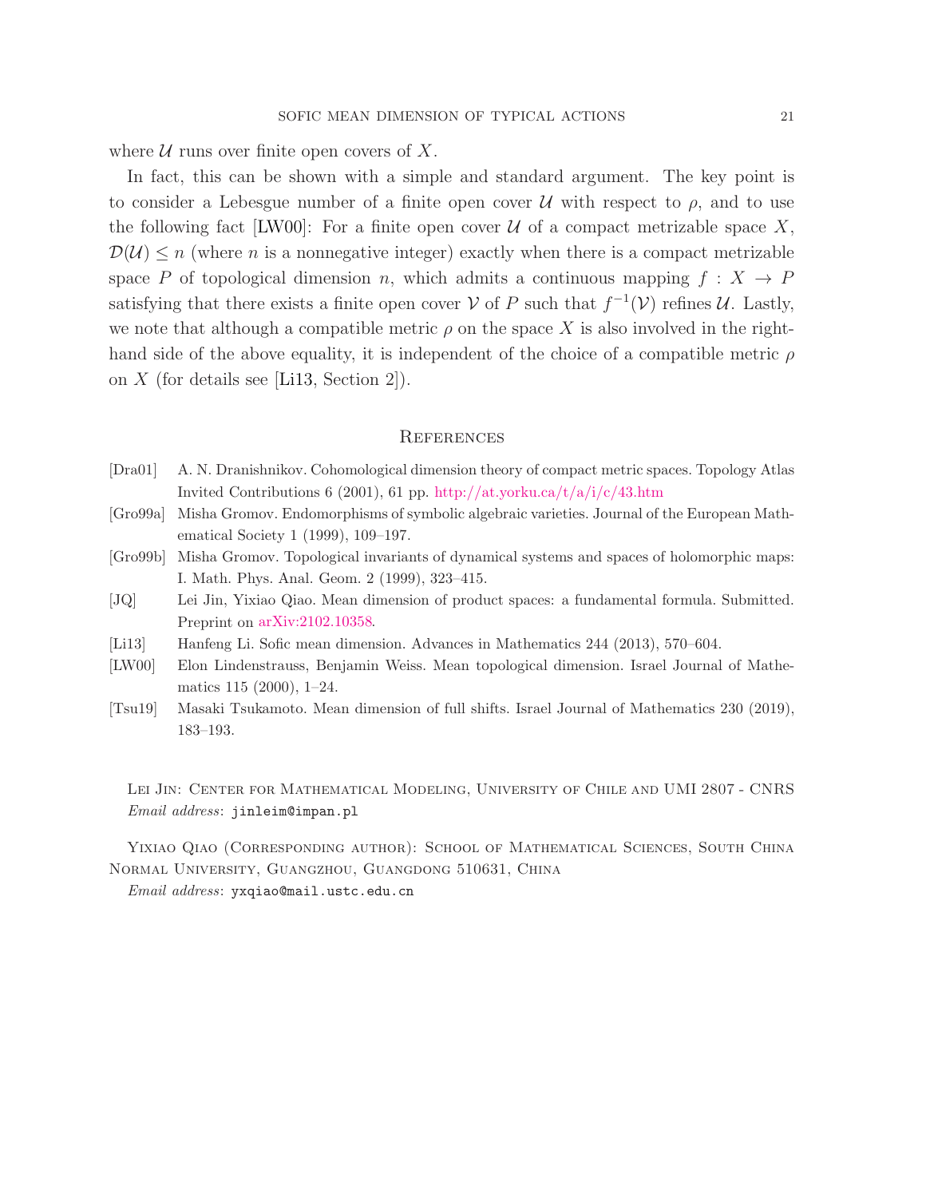where $\mathcal{U}$ runs over finite open covers of $X$.

In fact, this can be shown with a simple and standard argument. The key point is to consider a Lebesgue number of a finite open cover $\mathcal{U}$ with respect to $\rho$, and to use the following fact [LW00]: For a finite open cover $\mathcal{U}$ of a compact metrizable space $X$, $\mathcal{D}(\mathcal{U}) \leq n$ (where $n$ is a nonnegative integer) exactly when there is a compact metrizable space $P$ of topological dimension $n$, which admits a continuous mapping $f : X \to P$ satisfying that there exists a finite open cover $\mathcal{V}$ of $P$ such that $f^{-1}(\mathcal{V})$ refines $\mathcal{U}$. Lastly, we note that although a compatible metric $\rho$ on the space $X$ is also involved in the right-hand side of the above equality, it is independent of the choice of a compatible metric $\rho$ on $X$ (for details see [Li13, Section 2]).

## References

- [Dra01] A. N. Dranishnikov. Cohomological dimension theory of compact metric spaces. Topology Atlas Invited Contributions 6 (2001), 61 pp. http://at.yorku.ca/t/a/i/c/43.htm
- [Gro99a] Misha Gromov. Endomorphisms of symbolic algebraic varieties. Journal of the European Mathematical Society 1 (1999), 109–197.
- [Gro99b] Misha Gromov. Topological invariants of dynamical systems and spaces of holomorphic maps: I. Math. Phys. Anal. Geom. 2 (1999), 323–415.
- [JQ] Lei Jin, Yixiao Qiao. Mean dimension of product spaces: a fundamental formula. Submitted. Preprint on arXiv:2102.10358.
- [Li13] Hanfeng Li. Sofic mean dimension. Advances in Mathematics 244 (2013), 570–604.
- [LW00] Elon Lindenstrauss, Benjamin Weiss. Mean topological dimension. Israel Journal of Mathematics 115 (2000), 1–24.
- [Tsu19] Masaki Tsukamoto. Mean dimension of full shifts. Israel Journal of Mathematics 230 (2019), 183–193.

Lei Jin: Center for Mathematical Modeling, University of Chile and UMI 2807 - CNRS
*Email address*: jinleim@impan.pl

Yixiao Qiao (Corresponding author): School of Mathematical Sciences, South China Normal University, Guangzhou, Guangdong 510631, China
*Email address*: yxqiao@mail.ustc.edu.cn